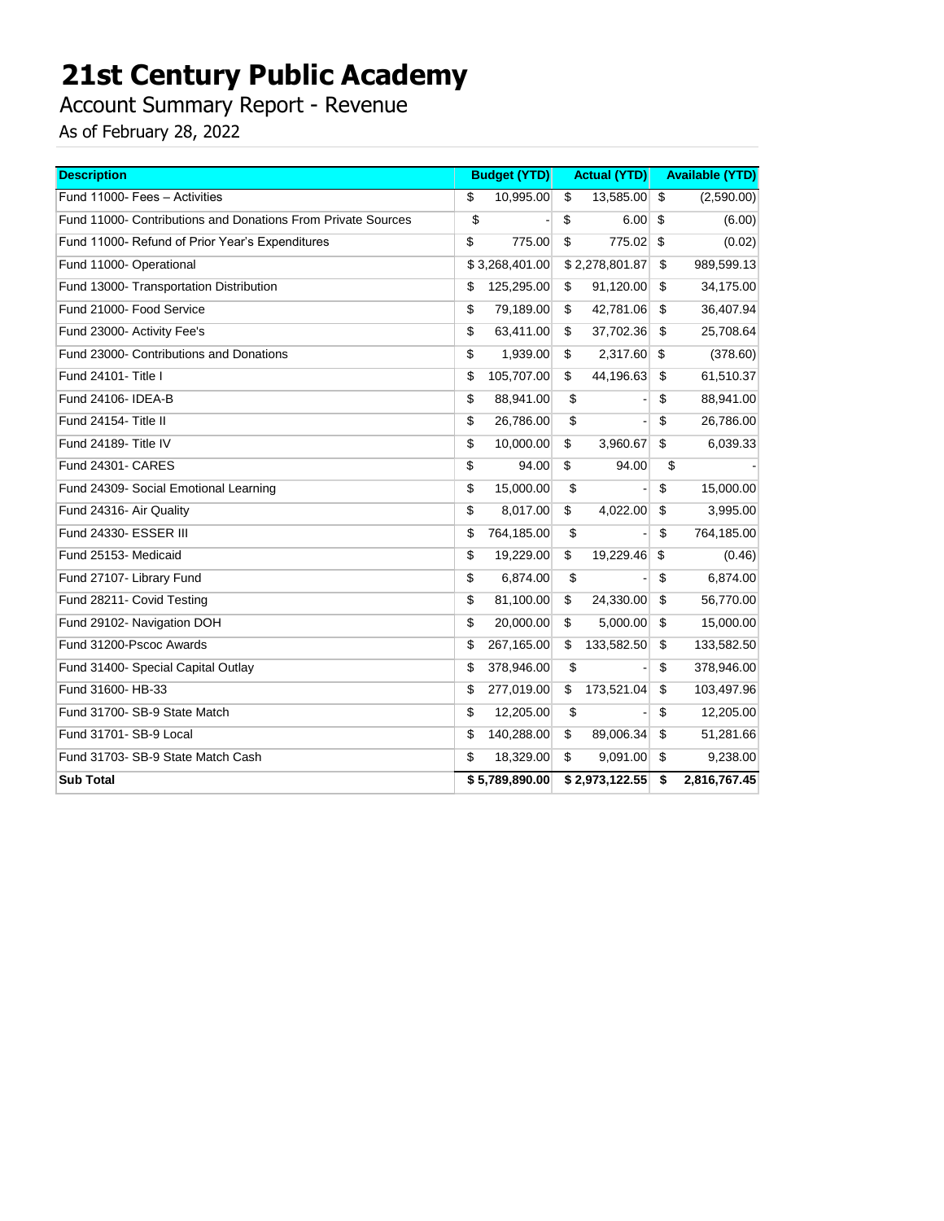# 21st Century Public Academy

Account Summary Report - Revenue

As of February 28, 2022

| Description | Budget (YTD) | Actual (YTD) | Available (YTD) |
| --- | --- | --- | --- |
| Fund 11000- Fees – Activities | $ 10,995.00 | $ 13,585.00 | $ (2,590.00) |
| Fund 11000- Contributions and Donations From Private Sources | $ - | $ 6.00 | $ (6.00) |
| Fund 11000- Refund of Prior Year's Expenditures | $ 775.00 | $ 775.02 | $ (0.02) |
| Fund 11000- Operational | $ 3,268,401.00 | $ 2,278,801.87 | $ 989,599.13 |
| Fund 13000- Transportation Distribution | $ 125,295.00 | $ 91,120.00 | $ 34,175.00 |
| Fund 21000- Food Service | $ 79,189.00 | $ 42,781.06 | $ 36,407.94 |
| Fund 23000- Activity Fee's | $ 63,411.00 | $ 37,702.36 | $ 25,708.64 |
| Fund 23000- Contributions and Donations | $ 1,939.00 | $ 2,317.60 | $ (378.60) |
| Fund 24101- Title I | $ 105,707.00 | $ 44,196.63 | $ 61,510.37 |
| Fund 24106- IDEA-B | $ 88,941.00 | $ - | $ 88,941.00 |
| Fund 24154- Title II | $ 26,786.00 | $ - | $ 26,786.00 |
| Fund 24189- Title IV | $ 10,000.00 | $ 3,960.67 | $ 6,039.33 |
| Fund 24301- CARES | $ 94.00 | $ 94.00 | $ - |
| Fund 24309- Social Emotional Learning | $ 15,000.00 | $ - | $ 15,000.00 |
| Fund 24316- Air Quality | $ 8,017.00 | $ 4,022.00 | $ 3,995.00 |
| Fund 24330- ESSER III | $ 764,185.00 | $ - | $ 764,185.00 |
| Fund 25153- Medicaid | $ 19,229.00 | $ 19,229.46 | $ (0.46) |
| Fund 27107- Library Fund | $ 6,874.00 | $ - | $ 6,874.00 |
| Fund 28211- Covid Testing | $ 81,100.00 | $ 24,330.00 | $ 56,770.00 |
| Fund 29102- Navigation DOH | $ 20,000.00 | $ 5,000.00 | $ 15,000.00 |
| Fund 31200-Pscoc Awards | $ 267,165.00 | $ 133,582.50 | $ 133,582.50 |
| Fund 31400- Special Capital Outlay | $ 378,946.00 | $ - | $ 378,946.00 |
| Fund 31600- HB-33 | $ 277,019.00 | $ 173,521.04 | $ 103,497.96 |
| Fund 31700- SB-9 State Match | $ 12,205.00 | $ - | $ 12,205.00 |
| Fund 31701- SB-9 Local | $ 140,288.00 | $ 89,006.34 | $ 51,281.66 |
| Fund 31703- SB-9 State Match Cash | $ 18,329.00 | $ 9,091.00 | $ 9,238.00 |
| **Sub Total** | **$ 5,789,890.00** | **$ 2,973,122.55** | **$ 2,816,767.45** |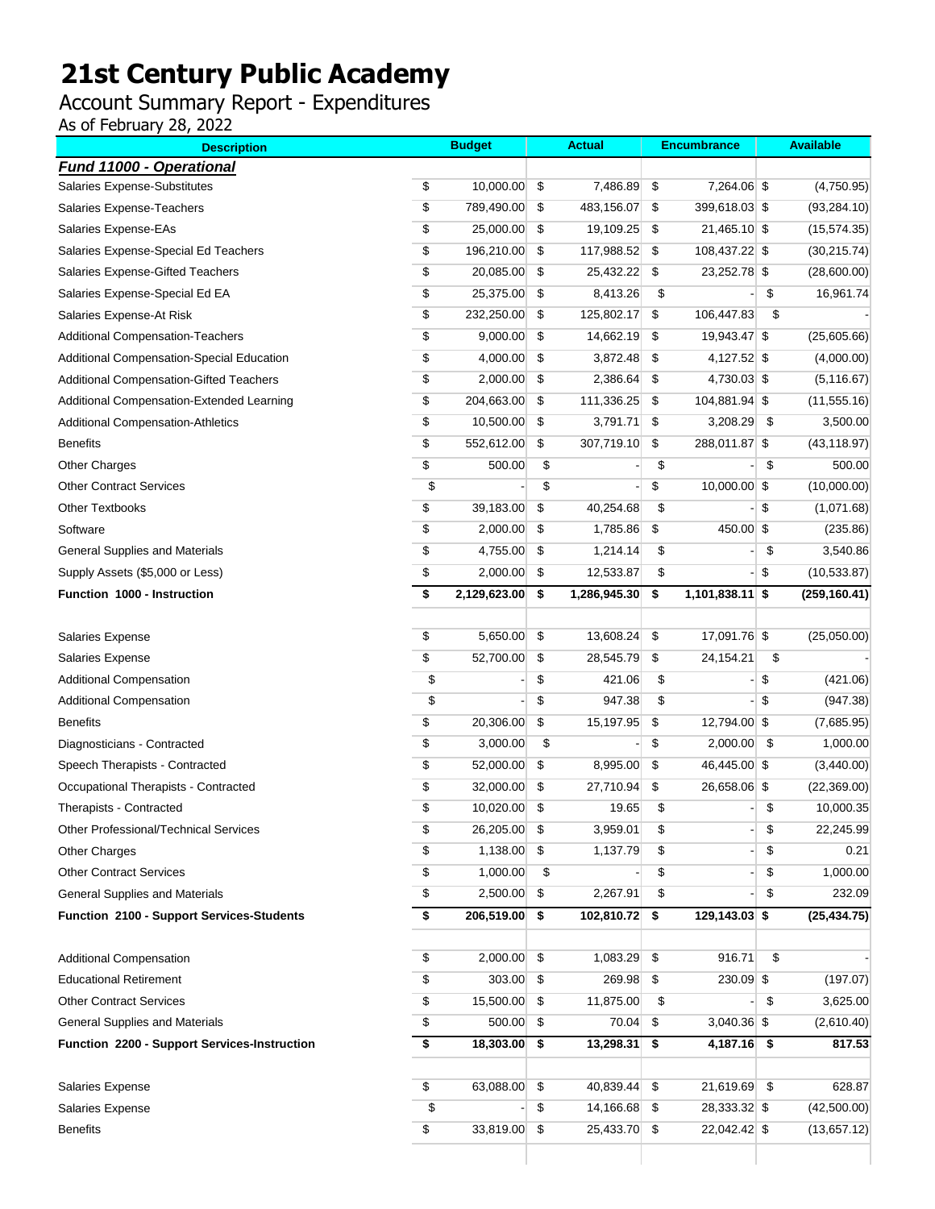# 21st Century Public Academy

## Account Summary Report - Expenditures

As of February 28, 2022

| Description | Budget | Actual | Encumbrance | Available |
|---|---|---|---|---|
| ***Fund 11000 - Operational*** | | | | |
| Salaries Expense-Substitutes | $ 10,000.00 | $ 7,486.89 | $ 7,264.06 | $ (4,750.95) |
| Salaries Expense-Teachers | $ 789,490.00 | $ 483,156.07 | $ 399,618.03 | $ (93,284.10) |
| Salaries Expense-EAs | $ 25,000.00 | $ 19,109.25 | $ 21,465.10 | $ (15,574.35) |
| Salaries Expense-Special Ed Teachers | $ 196,210.00 | $ 117,988.52 | $ 108,437.22 | $ (30,215.74) |
| Salaries Expense-Gifted Teachers | $ 20,085.00 | $ 25,432.22 | $ 23,252.78 | $ (28,600.00) |
| Salaries Expense-Special Ed EA | $ 25,375.00 | $ 8,413.26 | $ - | $ 16,961.74 |
| Salaries Expense-At Risk | $ 232,250.00 | $ 125,802.17 | $ 106,447.83 | $ - |
| Additional Compensation-Teachers | $ 9,000.00 | $ 14,662.19 | $ 19,943.47 | $ (25,605.66) |
| Additional Compensation-Special Education | $ 4,000.00 | $ 3,872.48 | $ 4,127.52 | $ (4,000.00) |
| Additional Compensation-Gifted Teachers | $ 2,000.00 | $ 2,386.64 | $ 4,730.03 | $ (5,116.67) |
| Additional Compensation-Extended Learning | $ 204,663.00 | $ 111,336.25 | $ 104,881.94 | $ (11,555.16) |
| Additional Compensation-Athletics | $ 10,500.00 | $ 3,791.71 | $ 3,208.29 | $ 3,500.00 |
| Benefits | $ 552,612.00 | $ 307,719.10 | $ 288,011.87 | $ (43,118.97) |
| Other Charges | $ 500.00 | $ - | $ - | $ 500.00 |
| Other Contract Services | $ - | $ - | $ 10,000.00 | $ (10,000.00) |
| Other Textbooks | $ 39,183.00 | $ 40,254.68 | $ - | $ (1,071.68) |
| Software | $ 2,000.00 | $ 1,785.86 | $ 450.00 | $ (235.86) |
| General Supplies and Materials | $ 4,755.00 | $ 1,214.14 | $ - | $ 3,540.86 |
| Supply Assets ($5,000 or Less) | $ 2,000.00 | $ 12,533.87 | $ - | $ (10,533.87) |
| **Function 1000 - Instruction** | **$ 2,129,623.00** | **$ 1,286,945.30** | **$ 1,101,838.11** | **$ (259,160.41)** |
| | | | | |
| Salaries Expense | $ 5,650.00 | $ 13,608.24 | $ 17,091.76 | $ (25,050.00) |
| Salaries Expense | $ 52,700.00 | $ 28,545.79 | $ 24,154.21 | $ - |
| Additional Compensation | $ - | $ 421.06 | $ - | $ (421.06) |
| Additional Compensation | $ - | $ 947.38 | $ - | $ (947.38) |
| Benefits | $ 20,306.00 | $ 15,197.95 | $ 12,794.00 | $ (7,685.95) |
| Diagnosticians - Contracted | $ 3,000.00 | $ - | $ 2,000.00 | $ 1,000.00 |
| Speech Therapists - Contracted | $ 52,000.00 | $ 8,995.00 | $ 46,445.00 | $ (3,440.00) |
| Occupational Therapists - Contracted | $ 32,000.00 | $ 27,710.94 | $ 26,658.06 | $ (22,369.00) |
| Therapists - Contracted | $ 10,020.00 | $ 19.65 | $ - | $ 10,000.35 |
| Other Professional/Technical Services | $ 26,205.00 | $ 3,959.01 | $ - | $ 22,245.99 |
| Other Charges | $ 1,138.00 | $ 1,137.79 | $ - | $ 0.21 |
| Other Contract Services | $ 1,000.00 | $ - | $ - | $ 1,000.00 |
| General Supplies and Materials | $ 2,500.00 | $ 2,267.91 | $ - | $ 232.09 |
| **Function 2100 - Support Services-Students** | **$ 206,519.00** | **$ 102,810.72** | **$ 129,143.03** | **$ (25,434.75)** |
| | | | | |
| Additional Compensation | $ 2,000.00 | $ 1,083.29 | $ 916.71 | $ - |
| Educational Retirement | $ 303.00 | $ 269.98 | $ 230.09 | $ (197.07) |
| Other Contract Services | $ 15,500.00 | $ 11,875.00 | $ - | $ 3,625.00 |
| General Supplies and Materials | $ 500.00 | $ 70.04 | $ 3,040.36 | $ (2,610.40) |
| **Function 2200 - Support Services-Instruction** | **$ 18,303.00** | **$ 13,298.31** | **$ 4,187.16** | **$ 817.53** |
| | | | | |
| Salaries Expense | $ 63,088.00 | $ 40,839.44 | $ 21,619.69 | $ 628.87 |
| Salaries Expense | $ - | $ 14,166.68 | $ 28,333.32 | $ (42,500.00) |
| Benefits | $ 33,819.00 | $ 25,433.70 | $ 22,042.42 | $ (13,657.12) |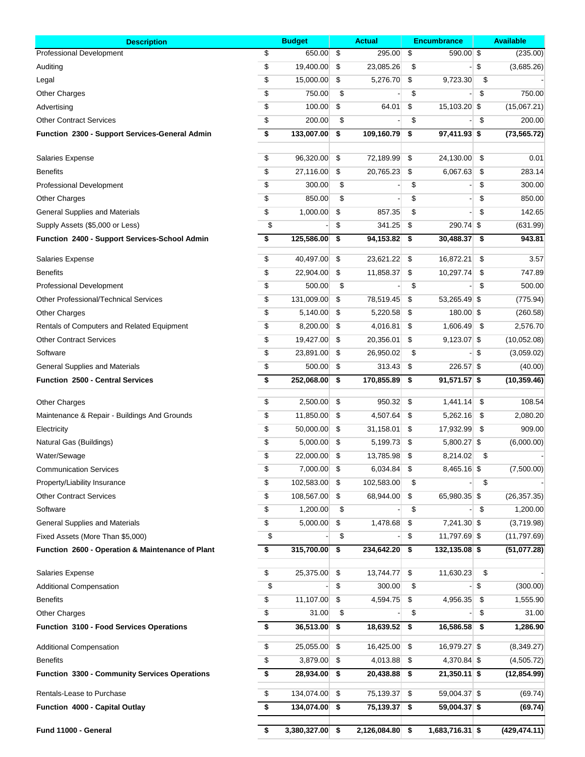| Description | Budget | Actual | Encumbrance | Available |
|---|---|---|---|---|
| Professional Development | $ 650.00 | $ 295.00 | $ 590.00 | $ (235.00) |
| Auditing | $ 19,400.00 | $ 23,085.26 | $ - | $ (3,685.26) |
| Legal | $ 15,000.00 | $ 5,276.70 | $ 9,723.30 | $ - |
| Other Charges | $ 750.00 | $ - | $ - | $ 750.00 |
| Advertising | $ 100.00 | $ 64.01 | $ 15,103.20 | $ (15,067.21) |
| Other Contract Services | $ 200.00 | $ - | $ - | $ 200.00 |
| **Function 2300 - Support Services-General Admin** | **$ 133,007.00** | **$ 109,160.79** | **$ 97,411.93** | **$ (73,565.72)** |
| | | | | |
| Salaries Expense | $ 96,320.00 | $ 72,189.99 | $ 24,130.00 | $ 0.01 |
| Benefits | $ 27,116.00 | $ 20,765.23 | $ 6,067.63 | $ 283.14 |
| Professional Development | $ 300.00 | $ - | $ - | $ 300.00 |
| Other Charges | $ 850.00 | $ - | $ - | $ 850.00 |
| General Supplies and Materials | $ 1,000.00 | $ 857.35 | $ - | $ 142.65 |
| Supply Assets ($5,000 or Less) | $ - | $ 341.25 | $ 290.74 | $ (631.99) |
| **Function 2400 - Support Services-School Admin** | **$ 125,586.00** | **$ 94,153.82** | **$ 30,488.37** | **$ 943.81** |
| | | | | |
| Salaries Expense | $ 40,497.00 | $ 23,621.22 | $ 16,872.21 | $ 3.57 |
| Benefits | $ 22,904.00 | $ 11,858.37 | $ 10,297.74 | $ 747.89 |
| Professional Development | $ 500.00 | $ - | $ - | $ 500.00 |
| Other Professional/Technical Services | $ 131,009.00 | $ 78,519.45 | $ 53,265.49 | $ (775.94) |
| Other Charges | $ 5,140.00 | $ 5,220.58 | $ 180.00 | $ (260.58) |
| Rentals of Computers and Related Equipment | $ 8,200.00 | $ 4,016.81 | $ 1,606.49 | $ 2,576.70 |
| Other Contract Services | $ 19,427.00 | $ 20,356.01 | $ 9,123.07 | $ (10,052.08) |
| Software | $ 23,891.00 | $ 26,950.02 | $ - | $ (3,059.02) |
| General Supplies and Materials | $ 500.00 | $ 313.43 | $ 226.57 | $ (40.00) |
| **Function 2500 - Central Services** | **$ 252,068.00** | **$ 170,855.89** | **$ 91,571.57** | **$ (10,359.46)** |
| | | | | |
| Other Charges | $ 2,500.00 | $ 950.32 | $ 1,441.14 | $ 108.54 |
| Maintenance & Repair - Buildings And Grounds | $ 11,850.00 | $ 4,507.64 | $ 5,262.16 | $ 2,080.20 |
| Electricity | $ 50,000.00 | $ 31,158.01 | $ 17,932.99 | $ 909.00 |
| Natural Gas (Buildings) | $ 5,000.00 | $ 5,199.73 | $ 5,800.27 | $ (6,000.00) |
| Water/Sewage | $ 22,000.00 | $ 13,785.98 | $ 8,214.02 | $ - |
| Communication Services | $ 7,000.00 | $ 6,034.84 | $ 8,465.16 | $ (7,500.00) |
| Property/Liability Insurance | $ 102,583.00 | $ 102,583.00 | $ - | $ - |
| Other Contract Services | $ 108,567.00 | $ 68,944.00 | $ 65,980.35 | $ (26,357.35) |
| Software | $ 1,200.00 | $ - | $ - | $ 1,200.00 |
| General Supplies and Materials | $ 5,000.00 | $ 1,478.68 | $ 7,241.30 | $ (3,719.98) |
| Fixed Assets (More Than $5,000) | $ - | $ - | $ 11,797.69 | $ (11,797.69) |
| **Function 2600 - Operation & Maintenance of Plant** | **$ 315,700.00** | **$ 234,642.20** | **$ 132,135.08** | **$ (51,077.28)** |
| | | | | |
| Salaries Expense | $ 25,375.00 | $ 13,744.77 | $ 11,630.23 | $ - |
| Additional Compensation | $ - | $ 300.00 | $ - | $ (300.00) |
| Benefits | $ 11,107.00 | $ 4,594.75 | $ 4,956.35 | $ 1,555.90 |
| Other Charges | $ 31.00 | $ - | $ - | $ 31.00 |
| **Function 3100 - Food Services Operations** | **$ 36,513.00** | **$ 18,639.52** | **$ 16,586.58** | **$ 1,286.90** |
| | | | | |
| Additional Compensation | $ 25,055.00 | $ 16,425.00 | $ 16,979.27 | $ (8,349.27) |
| Benefits | $ 3,879.00 | $ 4,013.88 | $ 4,370.84 | $ (4,505.72) |
| **Function 3300 - Community Services Operations** | **$ 28,934.00** | **$ 20,438.88** | **$ 21,350.11** | **$ (12,854.99)** |
| | | | | |
| Rentals-Lease to Purchase | $ 134,074.00 | $ 75,139.37 | $ 59,004.37 | $ (69.74) |
| **Function 4000 - Capital Outlay** | **$ 134,074.00** | **$ 75,139.37** | **$ 59,004.37** | **$ (69.74)** |
| | | | | |
| **Fund 11000 - General** | **$ 3,380,327.00** | **$ 2,126,084.80** | **$ 1,683,716.31** | **$ (429,474.11)** |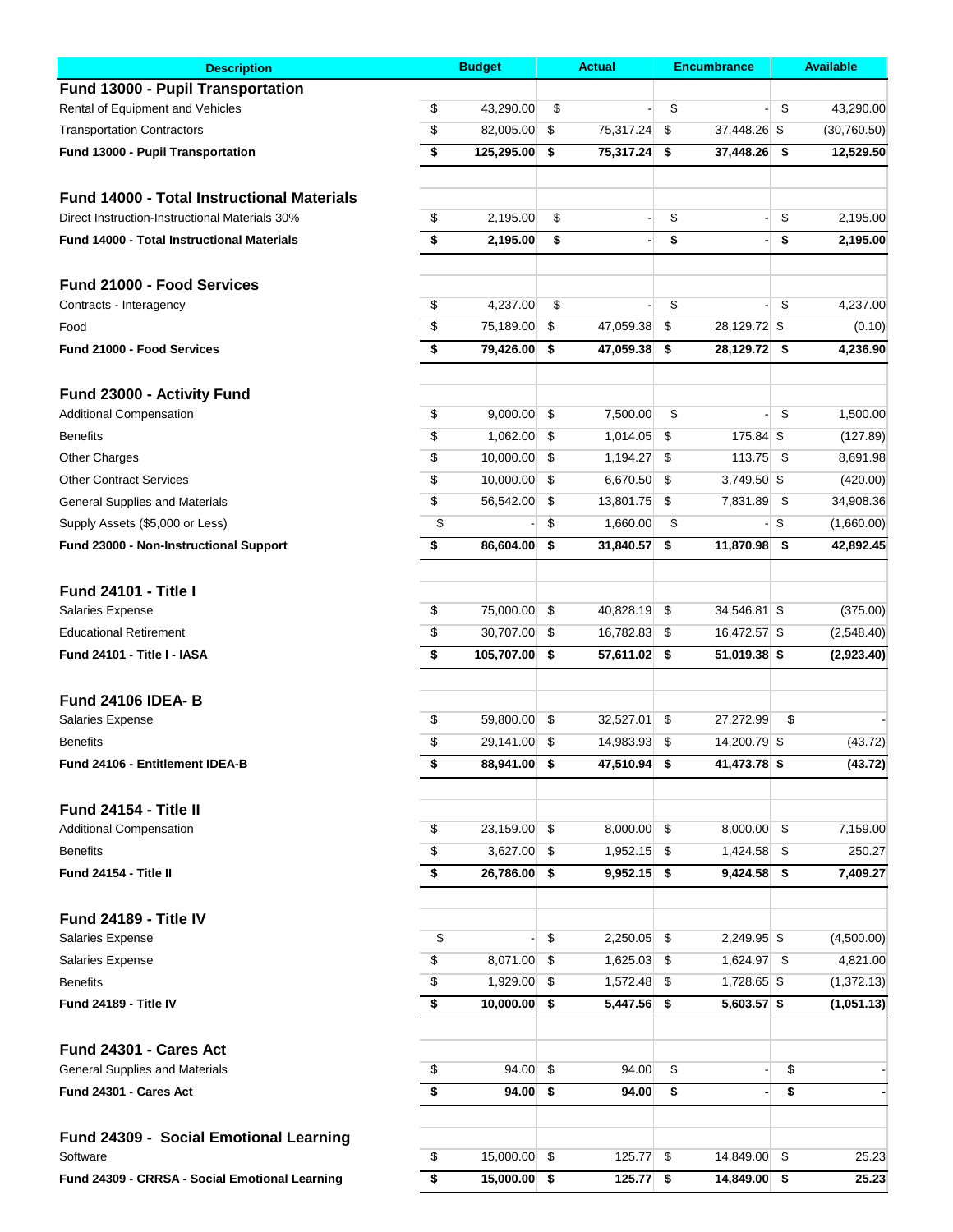| Description | Budget | Actual | Encumbrance | Available |
|---|---|---|---|---|
| **Fund 13000 - Pupil Transportation** | | | | |
| Rental of Equipment and Vehicles | $ 43,290.00 | $ - | $ - | $ 43,290.00 |
| Transportation Contractors | $ 82,005.00 | $ 75,317.24 | $ 37,448.26 | $ (30,760.50) |
| **Fund 13000 - Pupil Transportation** | **$ 125,295.00** | **$ 75,317.24** | **$ 37,448.26** | **$ 12,529.50** |
| | | | | |
| **Fund 14000 - Total Instructional Materials** | | | | |
| Direct Instruction-Instructional Materials 30% | $ 2,195.00 | $ - | $ - | $ 2,195.00 |
| **Fund 14000 - Total Instructional Materials** | **$ 2,195.00** | **$ -** | **$ -** | **$ 2,195.00** |
| | | | | |
| **Fund 21000 - Food Services** | | | | |
| Contracts - Interagency | $ 4,237.00 | $ - | $ - | $ 4,237.00 |
| Food | $ 75,189.00 | $ 47,059.38 | $ 28,129.72 | $ (0.10) |
| **Fund 21000 - Food Services** | **$ 79,426.00** | **$ 47,059.38** | **$ 28,129.72** | **$ 4,236.90** |
| | | | | |
| **Fund 23000 - Activity Fund** | | | | |
| Additional Compensation | $ 9,000.00 | $ 7,500.00 | $ - | $ 1,500.00 |
| Benefits | $ 1,062.00 | $ 1,014.05 | $ 175.84 | $ (127.89) |
| Other Charges | $ 10,000.00 | $ 1,194.27 | $ 113.75 | $ 8,691.98 |
| Other Contract Services | $ 10,000.00 | $ 6,670.50 | $ 3,749.50 | $ (420.00) |
| General Supplies and Materials | $ 56,542.00 | $ 13,801.75 | $ 7,831.89 | $ 34,908.36 |
| Supply Assets ($5,000 or Less) | $ - | $ 1,660.00 | $ - | $ (1,660.00) |
| **Fund 23000 - Non-Instructional Support** | **$ 86,604.00** | **$ 31,840.57** | **$ 11,870.98** | **$ 42,892.45** |
| | | | | |
| **Fund 24101 - Title I** | | | | |
| Salaries Expense | $ 75,000.00 | $ 40,828.19 | $ 34,546.81 | $ (375.00) |
| Educational Retirement | $ 30,707.00 | $ 16,782.83 | $ 16,472.57 | $ (2,548.40) |
| **Fund 24101 - Title I - IASA** | **$ 105,707.00** | **$ 57,611.02** | **$ 51,019.38** | **$ (2,923.40)** |
| | | | | |
| **Fund 24106 IDEA- B** | | | | |
| Salaries Expense | $ 59,800.00 | $ 32,527.01 | $ 27,272.99 | $ - |
| Benefits | $ 29,141.00 | $ 14,983.93 | $ 14,200.79 | $ (43.72) |
| **Fund 24106 - Entitlement IDEA-B** | **$ 88,941.00** | **$ 47,510.94** | **$ 41,473.78** | **$ (43.72)** |
| | | | | |
| **Fund 24154 - Title II** | | | | |
| Additional Compensation | $ 23,159.00 | $ 8,000.00 | $ 8,000.00 | $ 7,159.00 |
| Benefits | $ 3,627.00 | $ 1,952.15 | $ 1,424.58 | $ 250.27 |
| **Fund 24154 - Title II** | **$ 26,786.00** | **$ 9,952.15** | **$ 9,424.58** | **$ 7,409.27** |
| | | | | |
| **Fund 24189 - Title IV** | | | | |
| Salaries Expense | $ - | $ 2,250.05 | $ 2,249.95 | $ (4,500.00) |
| Salaries Expense | $ 8,071.00 | $ 1,625.03 | $ 1,624.97 | $ 4,821.00 |
| Benefits | $ 1,929.00 | $ 1,572.48 | $ 1,728.65 | $ (1,372.13) |
| **Fund 24189 - Title IV** | **$ 10,000.00** | **$ 5,447.56** | **$ 5,603.57** | **$ (1,051.13)** |
| | | | | |
| **Fund 24301 - Cares Act** | | | | |
| General Supplies and Materials | $ 94.00 | $ 94.00 | $ - | $ - |
| **Fund 24301 - Cares Act** | **$ 94.00** | **$ 94.00** | **$ -** | **$ -** |
| | | | | |
| **Fund 24309 - Social Emotional Learning** | | | | |
| Software | $ 15,000.00 | $ 125.77 | $ 14,849.00 | $ 25.23 |
| **Fund 24309 - CRRSA - Social Emotional Learning** | **$ 15,000.00** | **$ 125.77** | **$ 14,849.00** | **$ 25.23** |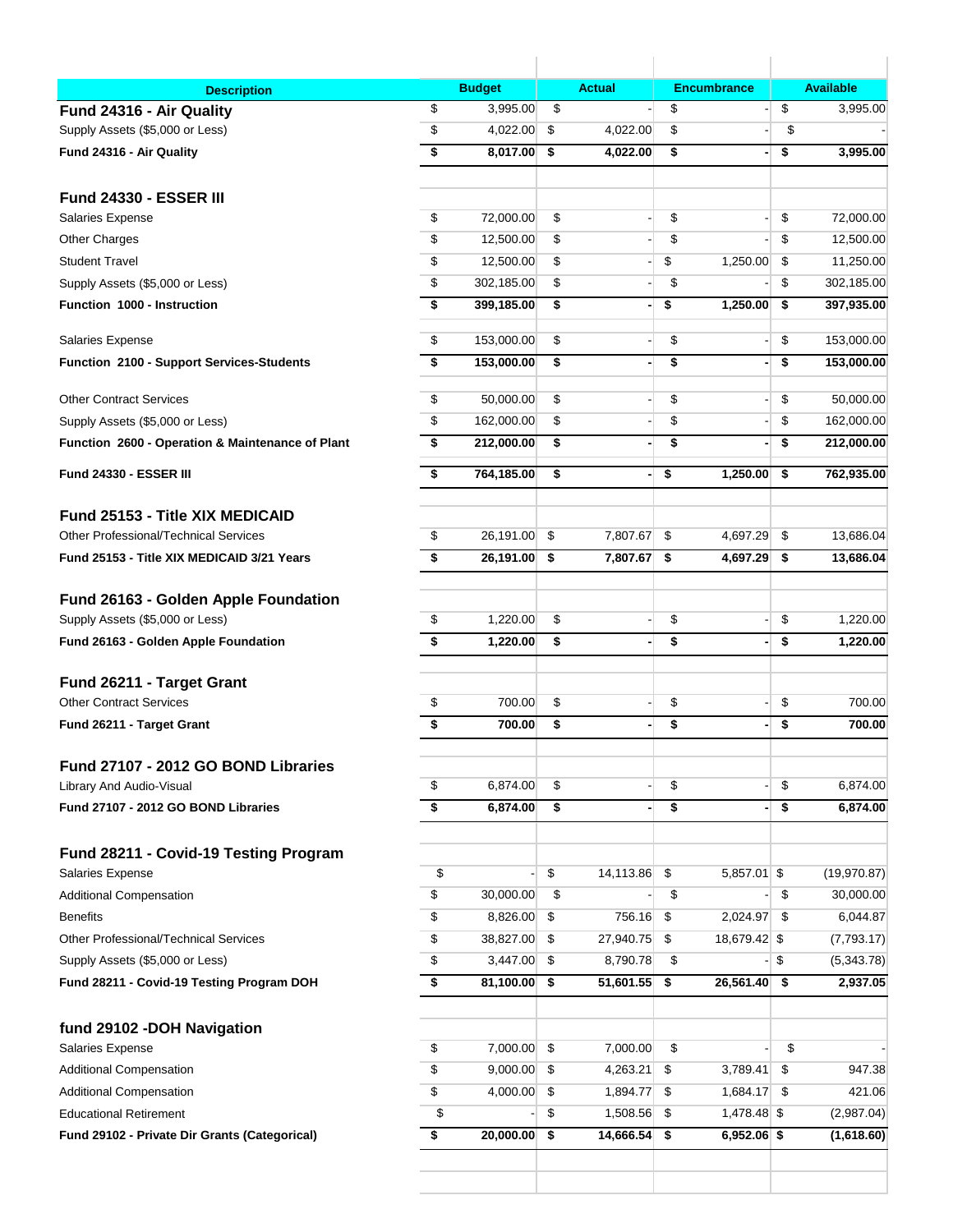| Description | Budget | Actual | Encumbrance | Available |
|---|---|---|---|---|
| **Fund 24316 - Air Quality** | $ 3,995.00 | $ - | $ - | $ 3,995.00 |
| Supply Assets ($5,000 or Less) | $ 4,022.00 | $ 4,022.00 | $ - | $ - |
| **Fund 24316 - Air Quality** | **$ 8,017.00** | **$ 4,022.00** | **$ -** | **$ 3,995.00** |
| | | | | |
| **Fund 24330 - ESSER III** | | | | |
| Salaries Expense | $ 72,000.00 | $ - | $ - | $ 72,000.00 |
| Other Charges | $ 12,500.00 | $ - | $ - | $ 12,500.00 |
| Student Travel | $ 12,500.00 | $ - | $ 1,250.00 | $ 11,250.00 |
| Supply Assets ($5,000 or Less) | $ 302,185.00 | $ - | $ - | $ 302,185.00 |
| **Function 1000 - Instruction** | **$ 399,185.00** | **$ -** | **$ 1,250.00** | **$ 397,935.00** |
| Salaries Expense | $ 153,000.00 | $ - | $ - | $ 153,000.00 |
| **Function 2100 - Support Services-Students** | **$ 153,000.00** | **$ -** | **$ -** | **$ 153,000.00** |
| Other Contract Services | $ 50,000.00 | $ - | $ - | $ 50,000.00 |
| Supply Assets ($5,000 or Less) | $ 162,000.00 | $ - | $ - | $ 162,000.00 |
| **Function 2600 - Operation & Maintenance of Plant** | **$ 212,000.00** | **$ -** | **$ -** | **$ 212,000.00** |
| **Fund 24330 - ESSER III** | **$ 764,185.00** | **$ -** | **$ 1,250.00** | **$ 762,935.00** |
| | | | | |
| **Fund 25153 - Title XIX MEDICAID** | | | | |
| Other Professional/Technical Services | $ 26,191.00 | $ 7,807.67 | $ 4,697.29 | $ 13,686.04 |
| **Fund 25153 - Title XIX MEDICAID 3/21 Years** | **$ 26,191.00** | **$ 7,807.67** | **$ 4,697.29** | **$ 13,686.04** |
| | | | | |
| **Fund 26163 - Golden Apple Foundation** | | | | |
| Supply Assets ($5,000 or Less) | $ 1,220.00 | $ - | $ - | $ 1,220.00 |
| **Fund 26163 - Golden Apple Foundation** | **$ 1,220.00** | **$ -** | **$ -** | **$ 1,220.00** |
| | | | | |
| **Fund 26211 - Target Grant** | | | | |
| Other Contract Services | $ 700.00 | $ - | $ - | $ 700.00 |
| **Fund 26211 - Target Grant** | **$ 700.00** | **$ -** | **$ -** | **$ 700.00** |
| | | | | |
| **Fund 27107 - 2012 GO BOND Libraries** | | | | |
| Library And Audio-Visual | $ 6,874.00 | $ - | $ - | $ 6,874.00 |
| **Fund 27107 - 2012 GO BOND Libraries** | **$ 6,874.00** | **$ -** | **$ -** | **$ 6,874.00** |
| | | | | |
| **Fund 28211 - Covid-19 Testing Program** | | | | |
| Salaries Expense | $ - | $ 14,113.86 | $ 5,857.01 | $ (19,970.87) |
| Additional Compensation | $ 30,000.00 | $ - | $ - | $ 30,000.00 |
| Benefits | $ 8,826.00 | $ 756.16 | $ 2,024.97 | $ 6,044.87 |
| Other Professional/Technical Services | $ 38,827.00 | $ 27,940.75 | $ 18,679.42 | $ (7,793.17) |
| Supply Assets ($5,000 or Less) | $ 3,447.00 | $ 8,790.78 | $ - | $ (5,343.78) |
| **Fund 28211 - Covid-19 Testing Program DOH** | **$ 81,100.00** | **$ 51,601.55** | **$ 26,561.40** | **$ 2,937.05** |
| | | | | |
| **fund 29102 -DOH Navigation** | | | | |
| Salaries Expense | $ 7,000.00 | $ 7,000.00 | $ - | $ - |
| Additional Compensation | $ 9,000.00 | $ 4,263.21 | $ 3,789.41 | $ 947.38 |
| Additional Compensation | $ 4,000.00 | $ 1,894.77 | $ 1,684.17 | $ 421.06 |
| Educational Retirement | $ - | $ 1,508.56 | $ 1,478.48 | $ (2,987.04) |
| **Fund 29102 - Private Dir Grants (Categorical)** | **$ 20,000.00** | **$ 14,666.54** | **$ 6,952.06** | **$ (1,618.60)** |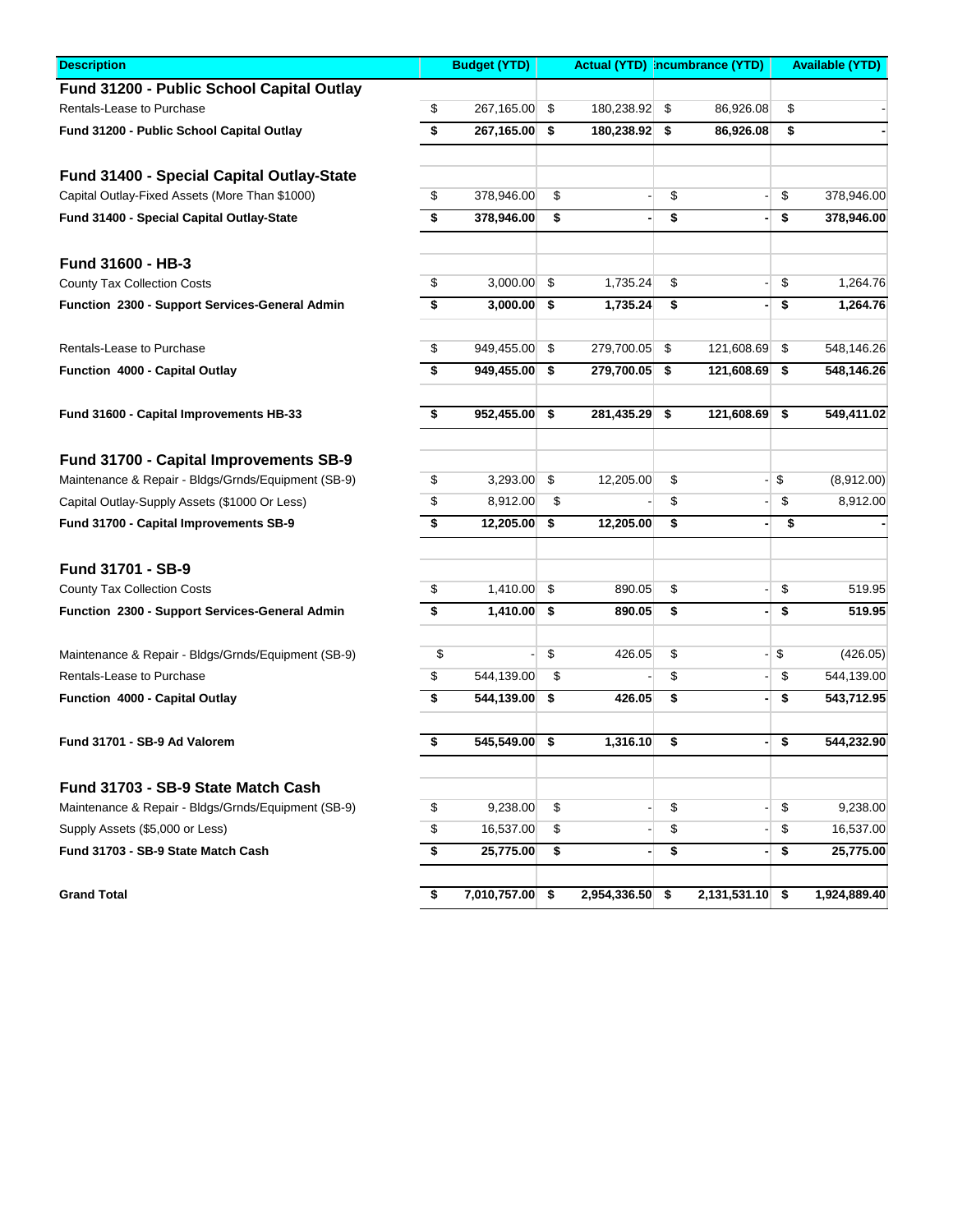| Description | Budget (YTD) | Actual (YTD) | Encumbrance (YTD) | Available (YTD) |
|---|---|---|---|---|
| **Fund 31200 - Public School Capital Outlay** | | | | |
| Rentals-Lease to Purchase | $ 267,165.00 | $ 180,238.92 | $ 86,926.08 | $ - |
| **Fund 31200 - Public School Capital Outlay** | **$ 267,165.00** | **$ 180,238.92** | **$ 86,926.08** | **$ -** |
| | | | | |
| **Fund 31400 - Special Capital Outlay-State** | | | | |
| Capital Outlay-Fixed Assets (More Than $1000) | $ 378,946.00 | $ - | $ - | $ 378,946.00 |
| **Fund 31400 - Special Capital Outlay-State** | **$ 378,946.00** | **$ -** | **$ -** | **$ 378,946.00** |
| | | | | |
| **Fund 31600 - HB-3** | | | | |
| County Tax Collection Costs | $ 3,000.00 | $ 1,735.24 | $ - | $ 1,264.76 |
| **Function 2300 - Support Services-General Admin** | **$ 3,000.00** | **$ 1,735.24** | **$ -** | **$ 1,264.76** |
| | | | | |
| Rentals-Lease to Purchase | $ 949,455.00 | $ 279,700.05 | $ 121,608.69 | $ 548,146.26 |
| **Function 4000 - Capital Outlay** | **$ 949,455.00** | **$ 279,700.05** | **$ 121,608.69** | **$ 548,146.26** |
| | | | | |
| **Fund 31600 - Capital Improvements HB-33** | **$ 952,455.00** | **$ 281,435.29** | **$ 121,608.69** | **$ 549,411.02** |
| | | | | |
| **Fund 31700 - Capital Improvements SB-9** | | | | |
| Maintenance & Repair - Bldgs/Grnds/Equipment (SB-9) | $ 3,293.00 | $ 12,205.00 | $ - | $ (8,912.00) |
| Capital Outlay-Supply Assets ($1000 Or Less) | $ 8,912.00 | $ - | $ - | $ 8,912.00 |
| **Fund 31700 - Capital Improvements SB-9** | **$ 12,205.00** | **$ 12,205.00** | **$ -** | **$ -** |
| | | | | |
| **Fund 31701 - SB-9** | | | | |
| County Tax Collection Costs | $ 1,410.00 | $ 890.05 | $ - | $ 519.95 |
| **Function 2300 - Support Services-General Admin** | **$ 1,410.00** | **$ 890.05** | **$ -** | **$ 519.95** |
| | | | | |
| Maintenance & Repair - Bldgs/Grnds/Equipment (SB-9) | $ - | $ 426.05 | $ - | $ (426.05) |
| Rentals-Lease to Purchase | $ 544,139.00 | $ - | $ - | $ 544,139.00 |
| **Function 4000 - Capital Outlay** | **$ 544,139.00** | **$ 426.05** | **$ -** | **$ 543,712.95** |
| | | | | |
| **Fund 31701 - SB-9 Ad Valorem** | **$ 545,549.00** | **$ 1,316.10** | **$ -** | **$ 544,232.90** |
| | | | | |
| **Fund 31703 - SB-9 State Match Cash** | | | | |
| Maintenance & Repair - Bldgs/Grnds/Equipment (SB-9) | $ 9,238.00 | $ - | $ - | $ 9,238.00 |
| Supply Assets ($5,000 or Less) | $ 16,537.00 | $ - | $ - | $ 16,537.00 |
| **Fund 31703 - SB-9 State Match Cash** | **$ 25,775.00** | **$ -** | **$ -** | **$ 25,775.00** |
| | | | | |
| **Grand Total** | **$ 7,010,757.00** | **$ 2,954,336.50** | **$ 2,131,531.10** | **$ 1,924,889.40** |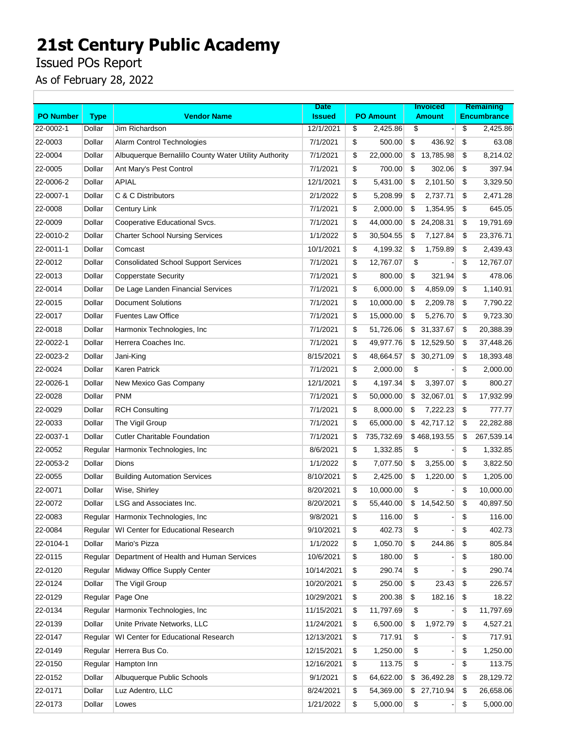# 21st Century Public Academy

Issued POs Report

As of February 28, 2022

| PO Number | Type | Vendor Name | Date Issued | PO Amount | Invoiced Amount | Remaining Encumbrance |
|---|---|---|---|---|---|---|
| 22-0002-1 | Dollar | Jim Richardson | 12/1/2021 | $ 2,425.86 | $ - | $ 2,425.86 |
| 22-0003 | Dollar | Alarm Control Technologies | 7/1/2021 | $ 500.00 | $ 436.92 | $ 63.08 |
| 22-0004 | Dollar | Albuquerque Bernalillo County Water Utility Authority | 7/1/2021 | $ 22,000.00 | $ 13,785.98 | $ 8,214.02 |
| 22-0005 | Dollar | Ant Mary's Pest Control | 7/1/2021 | $ 700.00 | $ 302.06 | $ 397.94 |
| 22-0006-2 | Dollar | APIAL | 12/1/2021 | $ 5,431.00 | $ 2,101.50 | $ 3,329.50 |
| 22-0007-1 | Dollar | C & C Distributors | 2/1/2022 | $ 5,208.99 | $ 2,737.71 | $ 2,471.28 |
| 22-0008 | Dollar | Century Link | 7/1/2021 | $ 2,000.00 | $ 1,354.95 | $ 645.05 |
| 22-0009 | Dollar | Cooperative Educational Svcs. | 7/1/2021 | $ 44,000.00 | $ 24,208.31 | $ 19,791.69 |
| 22-0010-2 | Dollar | Charter School Nursing Services | 1/1/2022 | $ 30,504.55 | $ 7,127.84 | $ 23,376.71 |
| 22-0011-1 | Dollar | Comcast | 10/1/2021 | $ 4,199.32 | $ 1,759.89 | $ 2,439.43 |
| 22-0012 | Dollar | Consolidated School Support Services | 7/1/2021 | $ 12,767.07 | $ - | $ 12,767.07 |
| 22-0013 | Dollar | Copperstate Security | 7/1/2021 | $ 800.00 | $ 321.94 | $ 478.06 |
| 22-0014 | Dollar | De Lage Landen Financial Services | 7/1/2021 | $ 6,000.00 | $ 4,859.09 | $ 1,140.91 |
| 22-0015 | Dollar | Document Solutions | 7/1/2021 | $ 10,000.00 | $ 2,209.78 | $ 7,790.22 |
| 22-0017 | Dollar | Fuentes Law Office | 7/1/2021 | $ 15,000.00 | $ 5,276.70 | $ 9,723.30 |
| 22-0018 | Dollar | Harmonix Technologies, Inc | 7/1/2021 | $ 51,726.06 | $ 31,337.67 | $ 20,388.39 |
| 22-0022-1 | Dollar | Herrera Coaches Inc. | 7/1/2021 | $ 49,977.76 | $ 12,529.50 | $ 37,448.26 |
| 22-0023-2 | Dollar | Jani-King | 8/15/2021 | $ 48,664.57 | $ 30,271.09 | $ 18,393.48 |
| 22-0024 | Dollar | Karen Patrick | 7/1/2021 | $ 2,000.00 | $ - | $ 2,000.00 |
| 22-0026-1 | Dollar | New Mexico Gas Company | 12/1/2021 | $ 4,197.34 | $ 3,397.07 | $ 800.27 |
| 22-0028 | Dollar | PNM | 7/1/2021 | $ 50,000.00 | $ 32,067.01 | $ 17,932.99 |
| 22-0029 | Dollar | RCH Consulting | 7/1/2021 | $ 8,000.00 | $ 7,222.23 | $ 777.77 |
| 22-0033 | Dollar | The Vigil Group | 7/1/2021 | $ 65,000.00 | $ 42,717.12 | $ 22,282.88 |
| 22-0037-1 | Dollar | Cutler Charitable Foundation | 7/1/2021 | $ 735,732.69 | $ 468,193.55 | $ 267,539.14 |
| 22-0052 | Regular | Harmonix Technologies, Inc | 8/6/2021 | $ 1,332.85 | $ - | $ 1,332.85 |
| 22-0053-2 | Dollar | Dions | 1/1/2022 | $ 7,077.50 | $ 3,255.00 | $ 3,822.50 |
| 22-0055 | Dollar | Building Automation Services | 8/10/2021 | $ 2,425.00 | $ 1,220.00 | $ 1,205.00 |
| 22-0071 | Dollar | Wise, Shirley | 8/20/2021 | $ 10,000.00 | $ - | $ 10,000.00 |
| 22-0072 | Dollar | LSG and Associates Inc. | 8/20/2021 | $ 55,440.00 | $ 14,542.50 | $ 40,897.50 |
| 22-0083 | Regular | Harmonix Technologies, Inc | 9/8/2021 | $ 116.00 | $ - | $ 116.00 |
| 22-0084 | Regular | WI Center for Educational Research | 9/10/2021 | $ 402.73 | $ - | $ 402.73 |
| 22-0104-1 | Dollar | Mario's Pizza | 1/1/2022 | $ 1,050.70 | $ 244.86 | $ 805.84 |
| 22-0115 | Regular | Department of Health and Human Services | 10/6/2021 | $ 180.00 | $ - | $ 180.00 |
| 22-0120 | Regular | Midway Office Supply Center | 10/14/2021 | $ 290.74 | $ - | $ 290.74 |
| 22-0124 | Dollar | The Vigil Group | 10/20/2021 | $ 250.00 | $ 23.43 | $ 226.57 |
| 22-0129 | Regular | Page One | 10/29/2021 | $ 200.38 | $ 182.16 | $ 18.22 |
| 22-0134 | Regular | Harmonix Technologies, Inc | 11/15/2021 | $ 11,797.69 | $ - | $ 11,797.69 |
| 22-0139 | Dollar | Unite Private Networks, LLC | 11/24/2021 | $ 6,500.00 | $ 1,972.79 | $ 4,527.21 |
| 22-0147 | Regular | WI Center for Educational Research | 12/13/2021 | $ 717.91 | $ - | $ 717.91 |
| 22-0149 | Regular | Herrera Bus Co. | 12/15/2021 | $ 1,250.00 | $ - | $ 1,250.00 |
| 22-0150 | Regular | Hampton Inn | 12/16/2021 | $ 113.75 | $ - | $ 113.75 |
| 22-0152 | Dollar | Albuquerque Public Schools | 9/1/2021 | $ 64,622.00 | $ 36,492.28 | $ 28,129.72 |
| 22-0171 | Dollar | Luz Adentro, LLC | 8/24/2021 | $ 54,369.00 | $ 27,710.94 | $ 26,658.06 |
| 22-0173 | Dollar | Lowes | 1/21/2022 | $ 5,000.00 | $ - | $ 5,000.00 |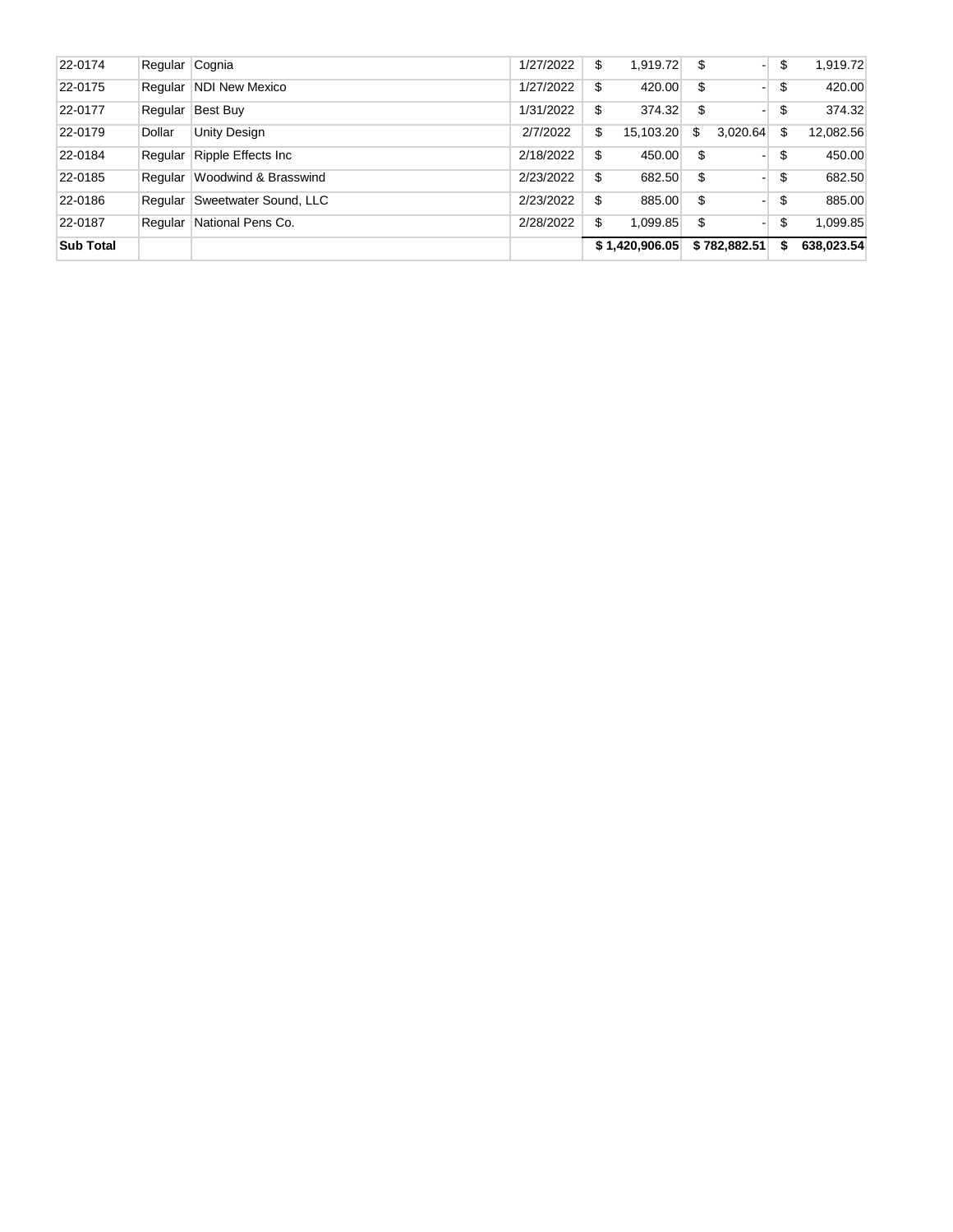| | | | | | | |
|---|---|---|---|---|---|---|
| 22-0174 | Regular | Cognia | 1/27/2022 | $ 1,919.72 | $ - | $ 1,919.72 |
| 22-0175 | Regular | NDI New Mexico | 1/27/2022 | $ 420.00 | $ - | $ 420.00 |
| 22-0177 | Regular | Best Buy | 1/31/2022 | $ 374.32 | $ - | $ 374.32 |
| 22-0179 | Dollar | Unity Design | 2/7/2022 | $ 15,103.20 | $ 3,020.64 | $ 12,082.56 |
| 22-0184 | Regular | Ripple Effects Inc | 2/18/2022 | $ 450.00 | $ - | $ 450.00 |
| 22-0185 | Regular | Woodwind & Brasswind | 2/23/2022 | $ 682.50 | $ - | $ 682.50 |
| 22-0186 | Regular | Sweetwater Sound, LLC | 2/23/2022 | $ 885.00 | $ - | $ 885.00 |
| 22-0187 | Regular | National Pens Co. | 2/28/2022 | $ 1,099.85 | $ - | $ 1,099.85 |
| **Sub Total** | | | | **$ 1,420,906.05** | **$ 782,882.51** | **$ 638,023.54** |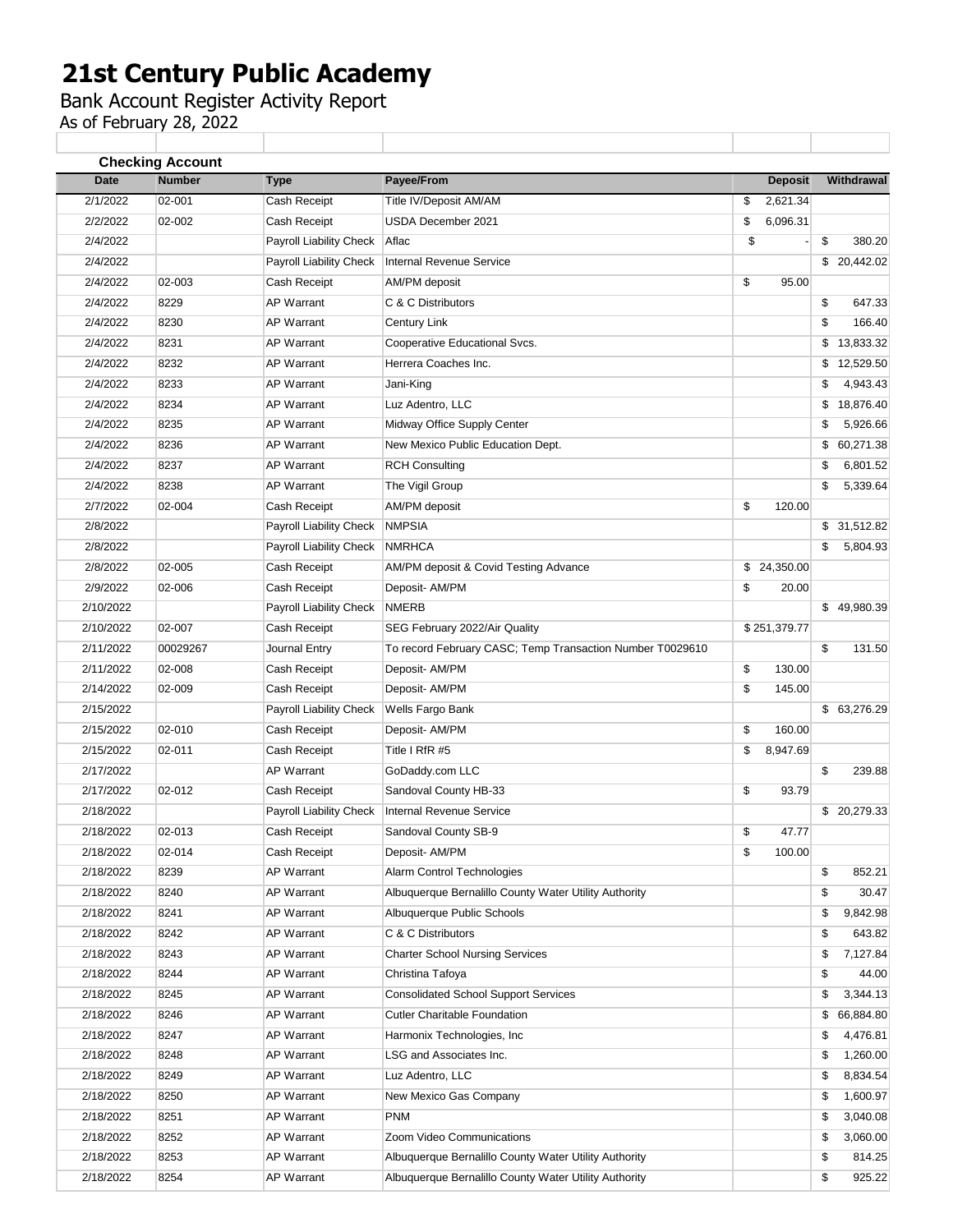# 21st Century Public Academy

Bank Account Register Activity Report

As of February 28, 2022

**Checking Account**

| Date | Number | Type | Payee/From | Deposit | Withdrawal |
|---|---|---|---|---|---|
| 2/1/2022 | 02-001 | Cash Receipt | Title IV/Deposit AM/AM | $ 2,621.34 | |
| 2/2/2022 | 02-002 | Cash Receipt | USDA December 2021 | $ 6,096.31 | |
| 2/4/2022 | | Payroll Liability Check | Aflac | $ - | $ 380.20 |
| 2/4/2022 | | Payroll Liability Check | Internal Revenue Service | | $ 20,442.02 |
| 2/4/2022 | 02-003 | Cash Receipt | AM/PM deposit | $ 95.00 | |
| 2/4/2022 | 8229 | AP Warrant | C & C Distributors | | $ 647.33 |
| 2/4/2022 | 8230 | AP Warrant | Century Link | | $ 166.40 |
| 2/4/2022 | 8231 | AP Warrant | Cooperative Educational Svcs. | | $ 13,833.32 |
| 2/4/2022 | 8232 | AP Warrant | Herrera Coaches Inc. | | $ 12,529.50 |
| 2/4/2022 | 8233 | AP Warrant | Jani-King | | $ 4,943.43 |
| 2/4/2022 | 8234 | AP Warrant | Luz Adentro, LLC | | $ 18,876.40 |
| 2/4/2022 | 8235 | AP Warrant | Midway Office Supply Center | | $ 5,926.66 |
| 2/4/2022 | 8236 | AP Warrant | New Mexico Public Education Dept. | | $ 60,271.38 |
| 2/4/2022 | 8237 | AP Warrant | RCH Consulting | | $ 6,801.52 |
| 2/4/2022 | 8238 | AP Warrant | The Vigil Group | | $ 5,339.64 |
| 2/7/2022 | 02-004 | Cash Receipt | AM/PM deposit | $ 120.00 | |
| 2/8/2022 | | Payroll Liability Check | NMPSIA | | $ 31,512.82 |
| 2/8/2022 | | Payroll Liability Check | NMRHCA | | $ 5,804.93 |
| 2/8/2022 | 02-005 | Cash Receipt | AM/PM deposit & Covid Testing Advance | $ 24,350.00 | |
| 2/9/2022 | 02-006 | Cash Receipt | Deposit- AM/PM | $ 20.00 | |
| 2/10/2022 | | Payroll Liability Check | NMERB | | $ 49,980.39 |
| 2/10/2022 | 02-007 | Cash Receipt | SEG February 2022/Air Quality | $ 251,379.77 | |
| 2/11/2022 | 00029267 | Journal Entry | To record February CASC; Temp Transaction Number T0029610 | | $ 131.50 |
| 2/11/2022 | 02-008 | Cash Receipt | Deposit- AM/PM | $ 130.00 | |
| 2/14/2022 | 02-009 | Cash Receipt | Deposit- AM/PM | $ 145.00 | |
| 2/15/2022 | | Payroll Liability Check | Wells Fargo Bank | | $ 63,276.29 |
| 2/15/2022 | 02-010 | Cash Receipt | Deposit- AM/PM | $ 160.00 | |
| 2/15/2022 | 02-011 | Cash Receipt | Title I RfR #5 | $ 8,947.69 | |
| 2/17/2022 | | AP Warrant | GoDaddy.com LLC | | $ 239.88 |
| 2/17/2022 | 02-012 | Cash Receipt | Sandoval County HB-33 | $ 93.79 | |
| 2/18/2022 | | Payroll Liability Check | Internal Revenue Service | | $ 20,279.33 |
| 2/18/2022 | 02-013 | Cash Receipt | Sandoval County SB-9 | $ 47.77 | |
| 2/18/2022 | 02-014 | Cash Receipt | Deposit- AM/PM | $ 100.00 | |
| 2/18/2022 | 8239 | AP Warrant | Alarm Control Technologies | | $ 852.21 |
| 2/18/2022 | 8240 | AP Warrant | Albuquerque Bernalillo County Water Utility Authority | | $ 30.47 |
| 2/18/2022 | 8241 | AP Warrant | Albuquerque Public Schools | | $ 9,842.98 |
| 2/18/2022 | 8242 | AP Warrant | C & C Distributors | | $ 643.82 |
| 2/18/2022 | 8243 | AP Warrant | Charter School Nursing Services | | $ 7,127.84 |
| 2/18/2022 | 8244 | AP Warrant | Christina Tafoya | | $ 44.00 |
| 2/18/2022 | 8245 | AP Warrant | Consolidated School Support Services | | $ 3,344.13 |
| 2/18/2022 | 8246 | AP Warrant | Cutler Charitable Foundation | | $ 66,884.80 |
| 2/18/2022 | 8247 | AP Warrant | Harmonix Technologies, Inc | | $ 4,476.81 |
| 2/18/2022 | 8248 | AP Warrant | LSG and Associates Inc. | | $ 1,260.00 |
| 2/18/2022 | 8249 | AP Warrant | Luz Adentro, LLC | | $ 8,834.54 |
| 2/18/2022 | 8250 | AP Warrant | New Mexico Gas Company | | $ 1,600.97 |
| 2/18/2022 | 8251 | AP Warrant | PNM | | $ 3,040.08 |
| 2/18/2022 | 8252 | AP Warrant | Zoom Video Communications | | $ 3,060.00 |
| 2/18/2022 | 8253 | AP Warrant | Albuquerque Bernalillo County Water Utility Authority | | $ 814.25 |
| 2/18/2022 | 8254 | AP Warrant | Albuquerque Bernalillo County Water Utility Authority | | $ 925.22 |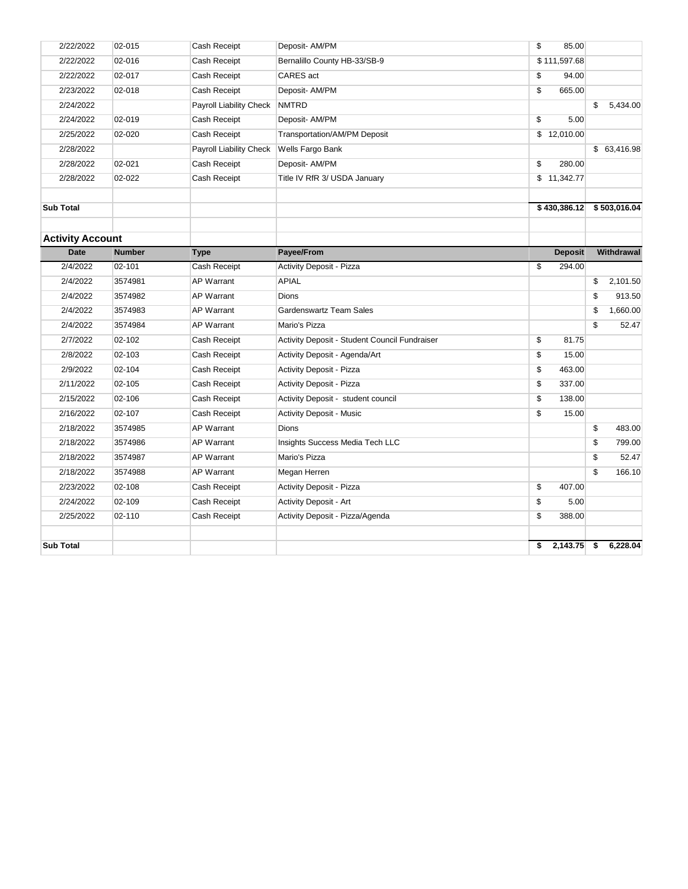| Date | Number | Type | Payee/From | Deposit | Withdrawal |
|---|---|---|---|---|---|
| 2/22/2022 | 02-015 | Cash Receipt | Deposit- AM/PM | $ 85.00 | |
| 2/22/2022 | 02-016 | Cash Receipt | Bernalillo County HB-33/SB-9 | $ 111,597.68 | |
| 2/22/2022 | 02-017 | Cash Receipt | CARES act | $ 94.00 | |
| 2/23/2022 | 02-018 | Cash Receipt | Deposit- AM/PM | $ 665.00 | |
| 2/24/2022 | | Payroll Liability Check | NMTRD | | $ 5,434.00 |
| 2/24/2022 | 02-019 | Cash Receipt | Deposit- AM/PM | $ 5.00 | |
| 2/25/2022 | 02-020 | Cash Receipt | Transportation/AM/PM Deposit | $ 12,010.00 | |
| 2/28/2022 | | Payroll Liability Check | Wells Fargo Bank | | $ 63,416.98 |
| 2/28/2022 | 02-021 | Cash Receipt | Deposit- AM/PM | $ 280.00 | |
| 2/28/2022 | 02-022 | Cash Receipt | Title IV RfR 3/ USDA January | $ 11,342.77 | |
| | | | | | |
| **Sub Total** | | | | **$ 430,386.12** | **$ 503,016.04** |

## Activity Account

| Date | Number | Type | Payee/From | Deposit | Withdrawal |
|---|---|---|---|---|---|
| 2/4/2022 | 02-101 | Cash Receipt | Activity Deposit - Pizza | $ 294.00 | |
| 2/4/2022 | 3574981 | AP Warrant | APIAL | | $ 2,101.50 |
| 2/4/2022 | 3574982 | AP Warrant | Dions | | $ 913.50 |
| 2/4/2022 | 3574983 | AP Warrant | Gardenswartz Team Sales | | $ 1,660.00 |
| 2/4/2022 | 3574984 | AP Warrant | Mario's Pizza | | $ 52.47 |
| 2/7/2022 | 02-102 | Cash Receipt | Activity Deposit - Student Council Fundraiser | $ 81.75 | |
| 2/8/2022 | 02-103 | Cash Receipt | Activity Deposit - Agenda/Art | $ 15.00 | |
| 2/9/2022 | 02-104 | Cash Receipt | Activity Deposit - Pizza | $ 463.00 | |
| 2/11/2022 | 02-105 | Cash Receipt | Activity Deposit - Pizza | $ 337.00 | |
| 2/15/2022 | 02-106 | Cash Receipt | Activity Deposit - student council | $ 138.00 | |
| 2/16/2022 | 02-107 | Cash Receipt | Activity Deposit - Music | $ 15.00 | |
| 2/18/2022 | 3574985 | AP Warrant | Dions | | $ 483.00 |
| 2/18/2022 | 3574986 | AP Warrant | Insights Success Media Tech LLC | | $ 799.00 |
| 2/18/2022 | 3574987 | AP Warrant | Mario's Pizza | | $ 52.47 |
| 2/18/2022 | 3574988 | AP Warrant | Megan Herren | | $ 166.10 |
| 2/23/2022 | 02-108 | Cash Receipt | Activity Deposit - Pizza | $ 407.00 | |
| 2/24/2022 | 02-109 | Cash Receipt | Activity Deposit - Art | $ 5.00 | |
| 2/25/2022 | 02-110 | Cash Receipt | Activity Deposit - Pizza/Agenda | $ 388.00 | |
| | | | | | |
| **Sub Total** | | | | **$ 2,143.75** | **$ 6,228.04** |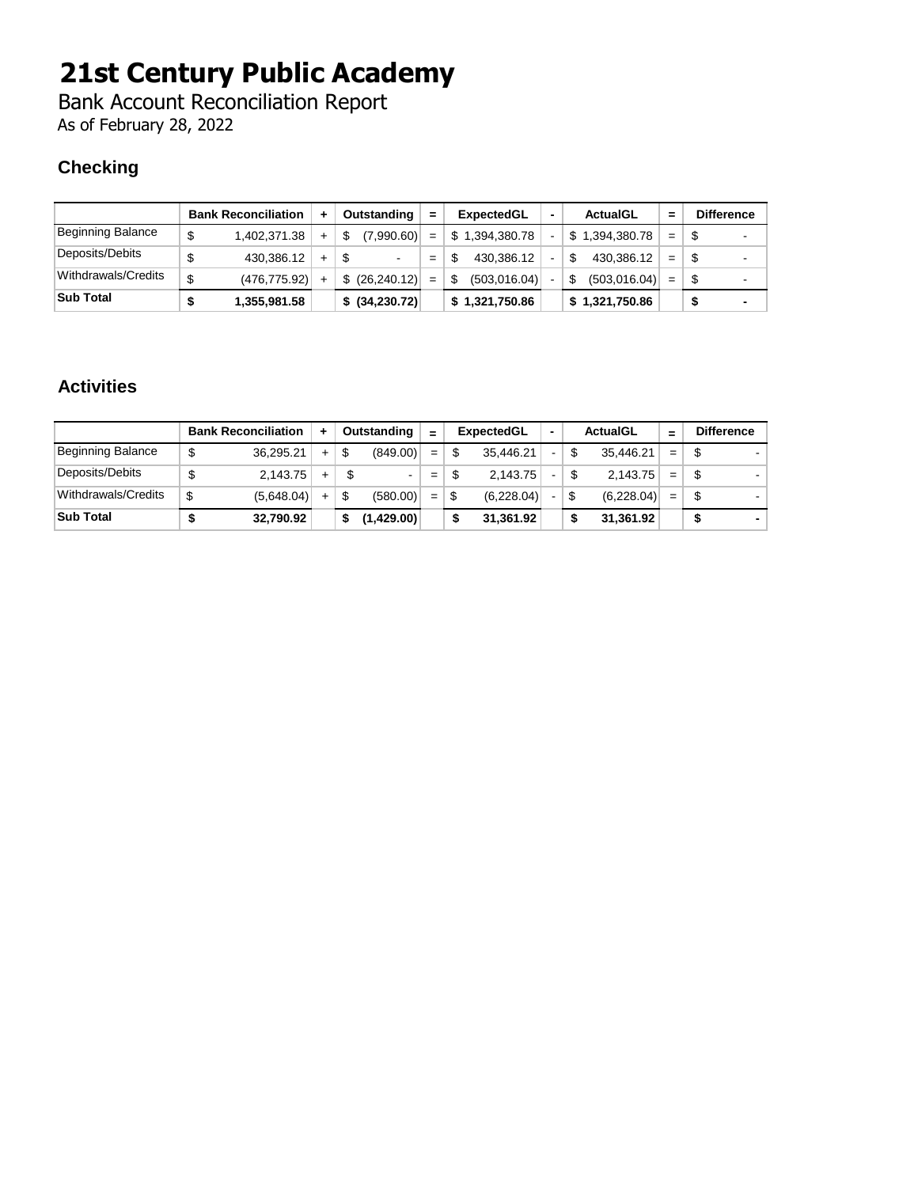# 21st Century Public Academy

Bank Account Reconciliation Report

As of February 28, 2022

## Checking

| | Bank Reconciliation | + | Outstanding | = | ExpectedGL | - | ActualGL | = | Difference |
|---|---|---|---|---|---|---|---|---|---|
| Beginning Balance | $ 1,402,371.38 | + | $ (7,990.60) | = | $ 1,394,380.78 | - | $ 1,394,380.78 | = | $ - |
| Deposits/Debits | $ 430,386.12 | + | $ - | = | $ 430,386.12 | - | $ 430,386.12 | = | $ - |
| Withdrawals/Credits | $ (476,775.92) | + | $ (26,240.12) | = | $ (503,016.04) | - | $ (503,016.04) | = | $ - |
| **Sub Total** | **$ 1,355,981.58** | | **$ (34,230.72)** | | **$ 1,321,750.86** | | **$ 1,321,750.86** | | **$ -** |

## Activities

| | Bank Reconciliation | + | Outstanding | = | ExpectedGL | - | ActualGL | = | Difference |
|---|---|---|---|---|---|---|---|---|---|
| Beginning Balance | $ 36,295.21 | + | $ (849.00) | = | $ 35,446.21 | - | $ 35,446.21 | = | $ - |
| Deposits/Debits | $ 2,143.75 | + | $ - | = | $ 2,143.75 | - | $ 2,143.75 | = | $ - |
| Withdrawals/Credits | $ (5,648.04) | + | $ (580.00) | = | $ (6,228.04) | - | $ (6,228.04) | = | $ - |
| **Sub Total** | **$ 32,790.92** | | **$ (1,429.00)** | | **$ 31,361.92** | | **$ 31,361.92** | | **$ -** |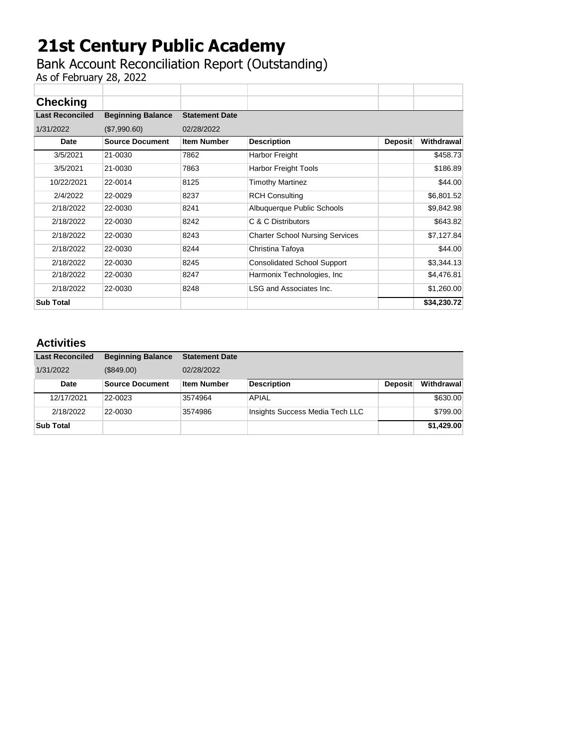# 21st Century Public Academy

Bank Account Reconciliation Report (Outstanding)

As of February 28, 2022

## Checking

| Last Reconciled | Beginning Balance | Statement Date | | | |
|---|---|---|---|---|---|
| 1/31/2022 | ($7,990.60) | 02/28/2022 | | | |
| **Date** | **Source Document** | **Item Number** | **Description** | **Deposit** | **Withdrawal** |
| 3/5/2021 | 21-0030 | 7862 | Harbor Freight | | $458.73 |
| 3/5/2021 | 21-0030 | 7863 | Harbor Freight Tools | | $186.89 |
| 10/22/2021 | 22-0014 | 8125 | Timothy Martinez | | $44.00 |
| 2/4/2022 | 22-0029 | 8237 | RCH Consulting | | $6,801.52 |
| 2/18/2022 | 22-0030 | 8241 | Albuquerque Public Schools | | $9,842.98 |
| 2/18/2022 | 22-0030 | 8242 | C & C Distributors | | $643.82 |
| 2/18/2022 | 22-0030 | 8243 | Charter School Nursing Services | | $7,127.84 |
| 2/18/2022 | 22-0030 | 8244 | Christina Tafoya | | $44.00 |
| 2/18/2022 | 22-0030 | 8245 | Consolidated School Support | | $3,344.13 |
| 2/18/2022 | 22-0030 | 8247 | Harmonix Technologies, Inc | | $4,476.81 |
| 2/18/2022 | 22-0030 | 8248 | LSG and Associates Inc. | | $1,260.00 |
| **Sub Total** | | | | | **$34,230.72** |

## Activities

| Last Reconciled | Beginning Balance | Statement Date | | | |
|---|---|---|---|---|---|
| 1/31/2022 | ($849.00) | 02/28/2022 | | | |
| **Date** | **Source Document** | **Item Number** | **Description** | **Deposit** | **Withdrawal** |
| 12/17/2021 | 22-0023 | 3574964 | APIAL | | $630.00 |
| 2/18/2022 | 22-0030 | 3574986 | Insights Success Media Tech LLC | | $799.00 |
| **Sub Total** | | | | | **$1,429.00** |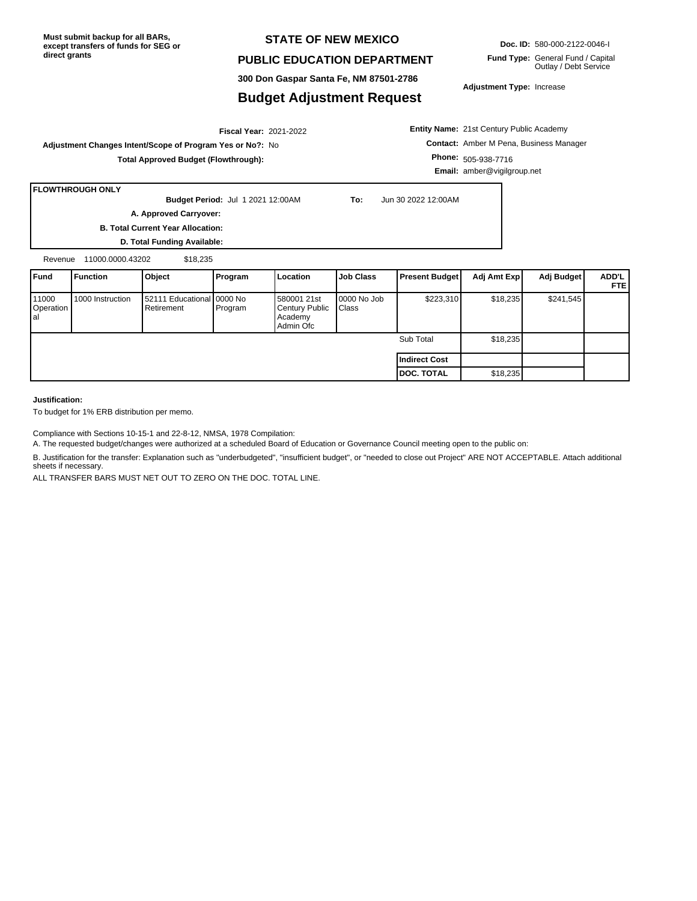**Must submit backup for all BARs, except transfers of funds for SEG or direct grants**

# STATE OF NEW MEXICO

## PUBLIC EDUCATION DEPARTMENT

**300 Don Gaspar Santa Fe, NM 87501-2786**

## Budget Adjustment Request

**Doc. ID:** 580-000-2122-0046-I

**Fund Type:** General Fund / Capital Outlay / Debt Service

**Adjustment Type:** Increase

**Fiscal Year:** 2021-2022

**Adjustment Changes Intent/Scope of Program Yes or No?:** No

**Total Approved Budget (Flowthrough):**

**Entity Name:** 21st Century Public Academy

**Contact:** Amber M Pena, Business Manager

**Phone:** 505-938-7716

**Email:** amber@vigilgroup.net

**FLOWTHROUGH ONLY**

**Budget Period:** Jul 1 2021 12:00AM **To:** Jun 30 2022 12:00AM

**A. Approved Carryover:**

**B. Total Current Year Allocation:**

**D. Total Funding Available:**

Revenue 11000.0000.43202 $18,235

| Fund | Function | Object | Program | Location | Job Class | Present Budget | Adj Amt Exp | Adj Budget | ADD'L FTE |
|---|---|---|---|---|---|---|---|---|---|
| 11000 Operational | 1000 Instruction | 52111 Educational Retirement | 0000 No Program | 580001 21st Century Public Academy Admin Ofc | 0000 No Job Class | $223,310 | $18,235 | $241,545 | |
| | | | | | | Sub Total | $18,235 | | |
| | | | | | | **Indirect Cost** | | | |
| | | | | | | **DOC. TOTAL** | $18,235 | | |

**Justification:**

To budget for 1% ERB distribution per memo.

Compliance with Sections 10-15-1 and 22-8-12, NMSA, 1978 Compilation:

A. The requested budget/changes were authorized at a scheduled Board of Education or Governance Council meeting open to the public on:

B. Justification for the transfer: Explanation such as "underbudgeted", "insufficient budget", or "needed to close out Project" ARE NOT ACCEPTABLE. Attach additional sheets if necessary.

ALL TRANSFER BARS MUST NET OUT TO ZERO ON THE DOC. TOTAL LINE.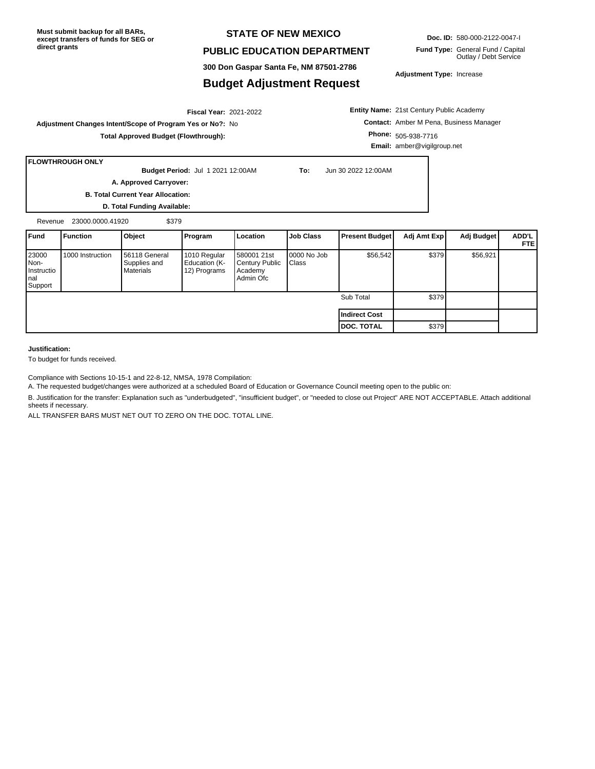**Must submit backup for all BARs, except transfers of funds for SEG or direct grants**

# STATE OF NEW MEXICO

## PUBLIC EDUCATION DEPARTMENT

**300 Don Gaspar Santa Fe, NM 87501-2786**

## Budget Adjustment Request

**Doc. ID:** 580-000-2122-0047-I

**Fund Type:** General Fund / Capital Outlay / Debt Service

**Adjustment Type:** Increase

**Fiscal Year:** 2021-2022

**Adjustment Changes Intent/Scope of Program Yes or No?:** No

**Total Approved Budget (Flowthrough):**

**Entity Name:** 21st Century Public Academy

**Contact:** Amber M Pena, Business Manager

**Phone:** 505-938-7716

**Email:** amber@vigilgroup.net

**FLOWTHROUGH ONLY**

**Budget Period:** Jul 1 2021 12:00AM **To:** Jun 30 2022 12:00AM

**A. Approved Carryover:**

**B. Total Current Year Allocation:**

**D. Total Funding Available:**

Revenue 23000.0000.41920 $379

| Fund | Function | Object | Program | Location | Job Class | Present Budget | Adj Amt Exp | Adj Budget | ADD'L FTE |
|---|---|---|---|---|---|---|---|---|---|
| 23000 Non-Instructional Support | 1000 Instruction | 56118 General Supplies and Materials | 1010 Regular Education (K-12) Programs | 580001 21st Century Public Academy Admin Ofc | 0000 No Job Class | $56,542 | $379 | $56,921 | |
| | | | | | | Sub Total | $379 | | |
| | | | | | | **Indirect Cost** | | | |
| | | | | | | **DOC. TOTAL** | $379 | | |

**Justification:**

To budget for funds received.

Compliance with Sections 10-15-1 and 22-8-12, NMSA, 1978 Compilation:

A. The requested budget/changes were authorized at a scheduled Board of Education or Governance Council meeting open to the public on:

B. Justification for the transfer: Explanation such as "underbudgeted", "insufficient budget", or "needed to close out Project" ARE NOT ACCEPTABLE. Attach additional sheets if necessary.

ALL TRANSFER BARS MUST NET OUT TO ZERO ON THE DOC. TOTAL LINE.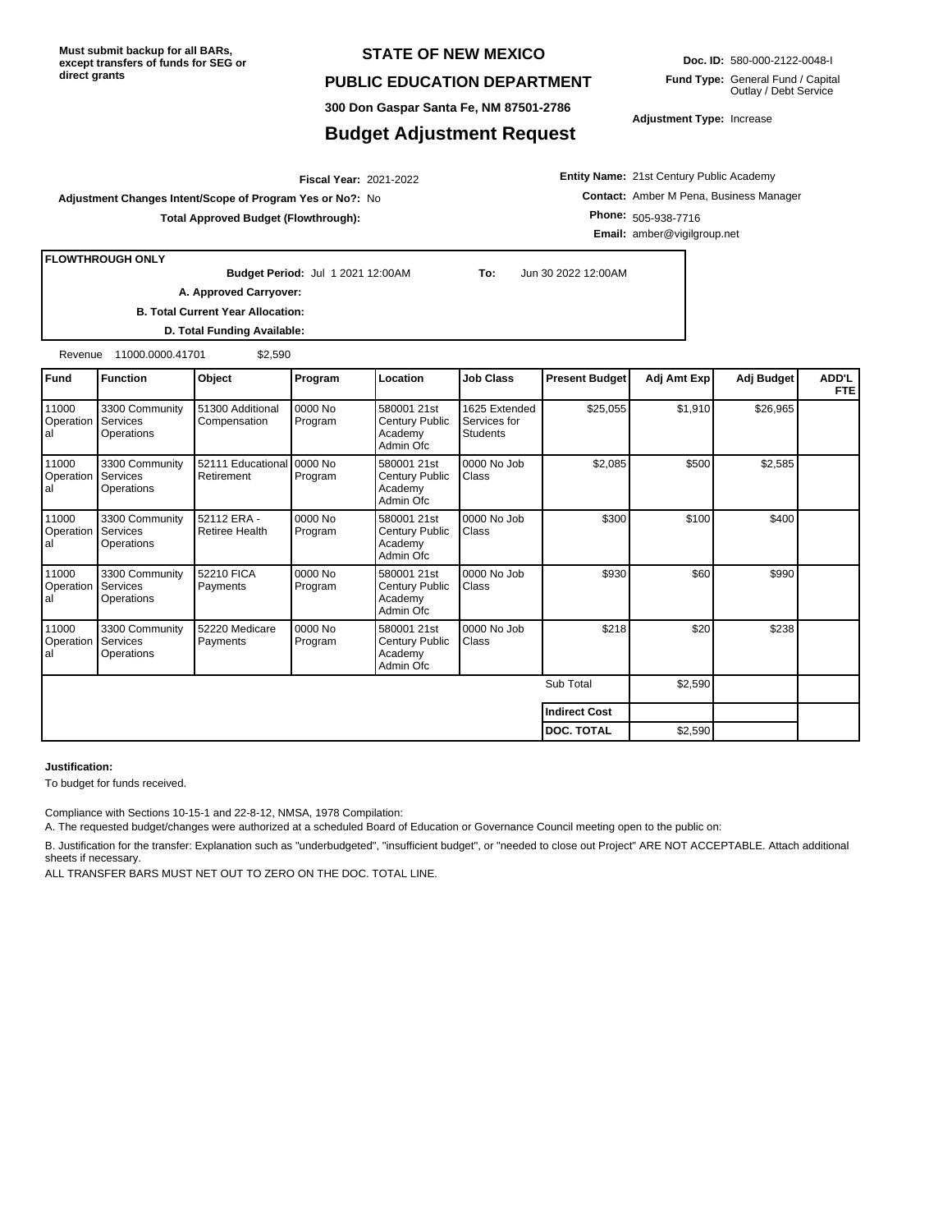**Must submit backup for all BARs, except transfers of funds for SEG or direct grants**

# STATE OF NEW MEXICO

## PUBLIC EDUCATION DEPARTMENT

**300 Don Gaspar Santa Fe, NM 87501-2786**

## Budget Adjustment Request

**Doc. ID:** 580-000-2122-0048-I

**Fund Type:** General Fund / Capital Outlay / Debt Service

**Adjustment Type:** Increase

**Fiscal Year:** 2021-2022

**Adjustment Changes Intent/Scope of Program Yes or No?:** No

**Total Approved Budget (Flowthrough):**

**Entity Name:** 21st Century Public Academy

**Contact:** Amber M Pena, Business Manager

**Phone:** 505-938-7716

**Email:** amber@vigilgroup.net

**FLOWTHROUGH ONLY**

**Budget Period:** Jul 1 2021 12:00AM **To:** Jun 30 2022 12:00AM

**A. Approved Carryover:**

**B. Total Current Year Allocation:**

**D. Total Funding Available:**

Revenue 11000.0000.41701 $2,590

| Fund | Function | Object | Program | Location | Job Class | Present Budget | Adj Amt Exp | Adj Budget | ADD'L FTE |
|---|---|---|---|---|---|---|---|---|---|
| 11000 Operational | 3300 Community Services Operations | 51300 Additional Compensation | 0000 No Program | 580001 21st Century Public Academy Admin Ofc | 1625 Extended Services for Students | $25,055 | $1,910 | $26,965 | |
| 11000 Operational | 3300 Community Services Operations | 52111 Educational Retirement | 0000 No Program | 580001 21st Century Public Academy Admin Ofc | 0000 No Job Class | $2,085 | $500 | $2,585 | |
| 11000 Operational | 3300 Community Services Operations | 52112 ERA - Retiree Health | 0000 No Program | 580001 21st Century Public Academy Admin Ofc | 0000 No Job Class | $300 | $100 | $400 | |
| 11000 Operational | 3300 Community Services Operations | 52210 FICA Payments | 0000 No Program | 580001 21st Century Public Academy Admin Ofc | 0000 No Job Class | $930 | $60 | $990 | |
| 11000 Operational | 3300 Community Services Operations | 52220 Medicare Payments | 0000 No Program | 580001 21st Century Public Academy Admin Ofc | 0000 No Job Class | $218 | $20 | $238 | |
| | | | | | | Sub Total | $2,590 | | |
| | | | | | | **Indirect Cost** | | | |
| | | | | | | **DOC. TOTAL** | $2,590 | | |

**Justification:**

To budget for funds received.

Compliance with Sections 10-15-1 and 22-8-12, NMSA, 1978 Compilation:

A. The requested budget/changes were authorized at a scheduled Board of Education or Governance Council meeting open to the public on:

B. Justification for the transfer: Explanation such as "underbudgeted", "insufficient budget", or "needed to close out Project" ARE NOT ACCEPTABLE. Attach additional sheets if necessary.

ALL TRANSFER BARS MUST NET OUT TO ZERO ON THE DOC. TOTAL LINE.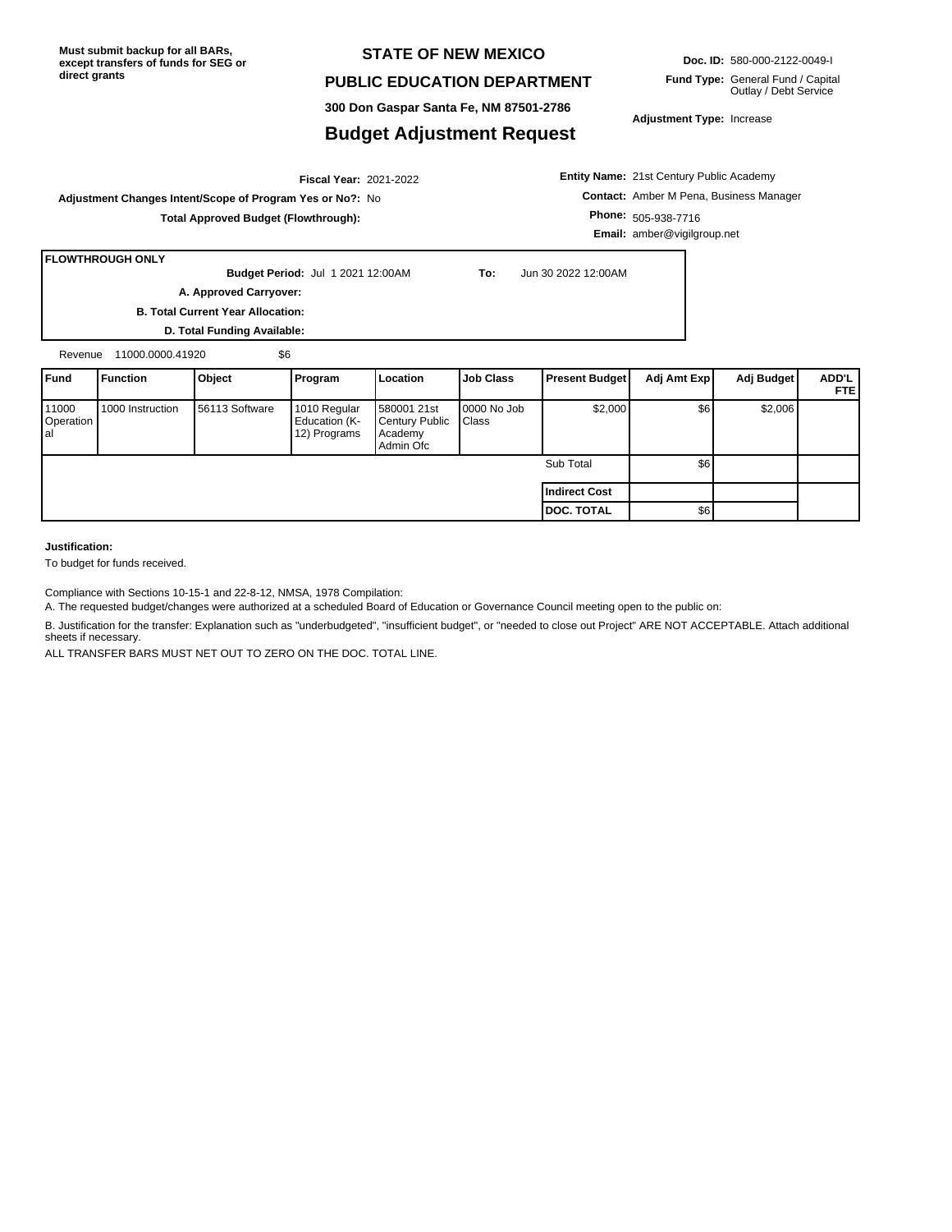**Must submit backup for all BARs, except transfers of funds for SEG or direct grants**

# STATE OF NEW MEXICO

## PUBLIC EDUCATION DEPARTMENT

**300 Don Gaspar Santa Fe, NM 87501-2786**

## Budget Adjustment Request

**Doc. ID:** 580-000-2122-0049-I

**Fund Type:** General Fund / Capital Outlay / Debt Service

**Adjustment Type:** Increase

**Fiscal Year:** 2021-2022

**Adjustment Changes Intent/Scope of Program Yes or No?:** No

**Total Approved Budget (Flowthrough):**

**Entity Name:** 21st Century Public Academy

**Contact:** Amber M Pena, Business Manager

**Phone:** 505-938-7716

**Email:** amber@vigilgroup.net

**FLOWTHROUGH ONLY**

**Budget Period:** Jul 1 2021 12:00AM **To:** Jun 30 2022 12:00AM

**A. Approved Carryover:**

**B. Total Current Year Allocation:**

**D. Total Funding Available:**

Revenue 11000.0000.41920 $6

| Fund | Function | Object | Program | Location | Job Class | Present Budget | Adj Amt Exp | Adj Budget | ADD'L FTE |
|---|---|---|---|---|---|---|---|---|---|
| 11000 Operational | 1000 Instruction | 56113 Software | 1010 Regular Education (K-12) Programs | 580001 21st Century Public Academy Admin Ofc | 0000 No Job Class | $2,000 | $6 | $2,006 | |
| | | | | | | Sub Total | $6 | | |
| | | | | | | **Indirect Cost** | | | |
| | | | | | | **DOC. TOTAL** | $6 | | |

**Justification:**

To budget for funds received.

Compliance with Sections 10-15-1 and 22-8-12, NMSA, 1978 Compilation:

A. The requested budget/changes were authorized at a scheduled Board of Education or Governance Council meeting open to the public on:

B. Justification for the transfer: Explanation such as "underbudgeted", "insufficient budget", or "needed to close out Project" ARE NOT ACCEPTABLE. Attach additional sheets if necessary.

ALL TRANSFER BARS MUST NET OUT TO ZERO ON THE DOC. TOTAL LINE.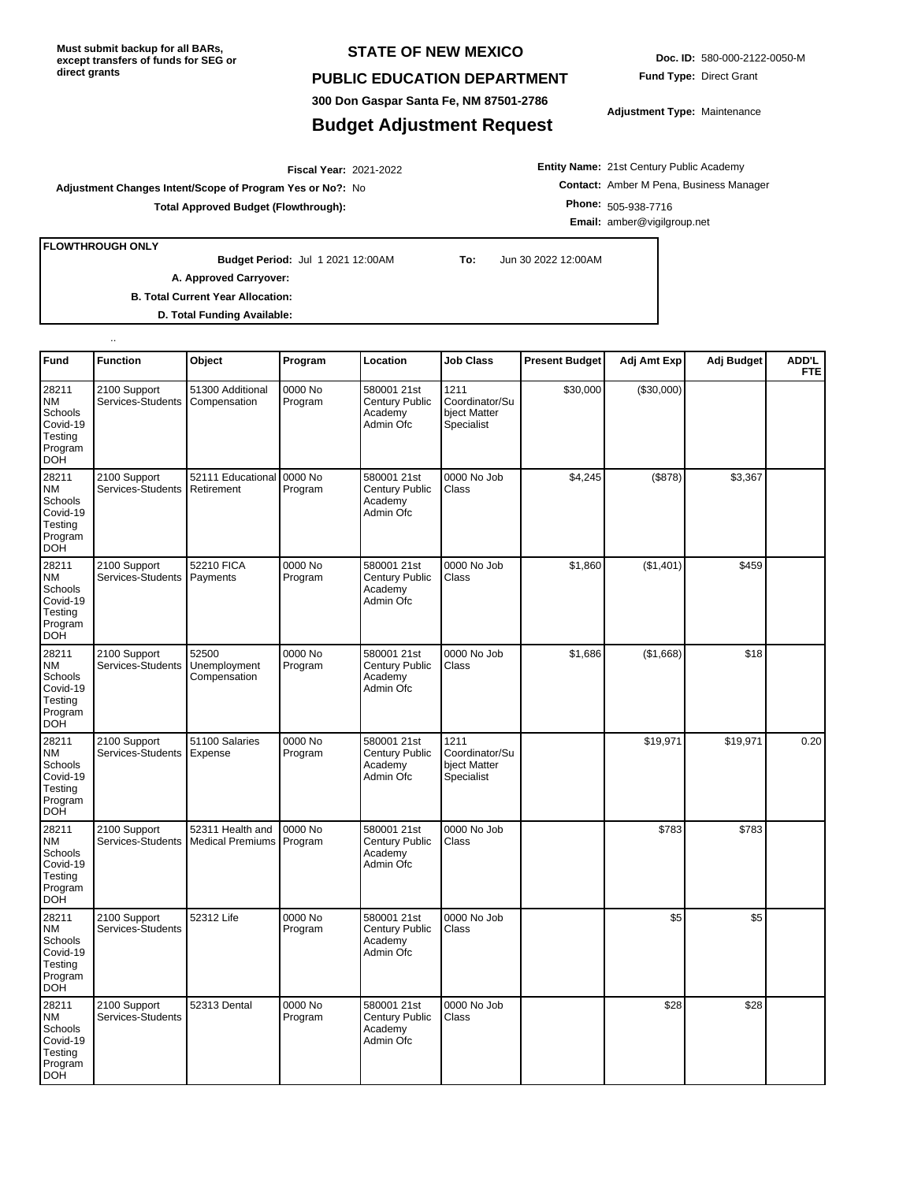Must submit backup for all BARs, except transfers of funds for SEG or direct grants

**STATE OF NEW MEXICO**

**PUBLIC EDUCATION DEPARTMENT**

**300 Don Gaspar Santa Fe, NM 87501-2786**

# Budget Adjustment Request

**Doc. ID:** 580-000-2122-0050-M

**Fund Type:** Direct Grant

**Adjustment Type:** Maintenance

**Fiscal Year:** 2021-2022

**Adjustment Changes Intent/Scope of Program Yes or No?:** No

**Total Approved Budget (Flowthrough):**

**Entity Name:** 21st Century Public Academy

**Contact:** Amber M Pena, Business Manager

**Phone:** 505-938-7716

**Email:** amber@vigilgroup.net

**FLOWTHROUGH ONLY**

**Budget Period:** Jul 1 2021 12:00AM **To:** Jun 30 2022 12:00AM

**A. Approved Carryover:**

**B. Total Current Year Allocation:**

**D. Total Funding Available:**

..

| Fund | Function | Object | Program | Location | Job Class | Present Budget | Adj Amt Exp | Adj Budget | ADD'L FTE |
|---|---|---|---|---|---|---|---|---|---|
| 28211 NM Schools Covid-19 Testing Program DOH | 2100 Support Services-Students | 51300 Additional Compensation | 0000 No Program | 580001 21st Century Public Academy Admin Ofc | 1211 Coordinator/Subject Matter Specialist | $30,000 | ($30,000) | | |
| 28211 NM Schools Covid-19 Testing Program DOH | 2100 Support Services-Students | 52111 Educational Retirement | 0000 No Program | 580001 21st Century Public Academy Admin Ofc | 0000 No Job Class | $4,245 | ($878) | $3,367 | |
| 28211 NM Schools Covid-19 Testing Program DOH | 2100 Support Services-Students | 52210 FICA Payments | 0000 No Program | 580001 21st Century Public Academy Admin Ofc | 0000 No Job Class | $1,860 | ($1,401) | $459 | |
| 28211 NM Schools Covid-19 Testing Program DOH | 2100 Support Services-Students | 52500 Unemployment Compensation | 0000 No Program | 580001 21st Century Public Academy Admin Ofc | 0000 No Job Class | $1,686 | ($1,668) | $18 | |
| 28211 NM Schools Covid-19 Testing Program DOH | 2100 Support Services-Students | 51100 Salaries Expense | 0000 No Program | 580001 21st Century Public Academy Admin Ofc | 1211 Coordinator/Subject Matter Specialist | | $19,971 | $19,971 | 0.20 |
| 28211 NM Schools Covid-19 Testing Program DOH | 2100 Support Services-Students | 52311 Health and Medical Premiums | 0000 No Program | 580001 21st Century Public Academy Admin Ofc | 0000 No Job Class | | $783 | $783 | |
| 28211 NM Schools Covid-19 Testing Program DOH | 2100 Support Services-Students | 52312 Life | 0000 No Program | 580001 21st Century Public Academy Admin Ofc | 0000 No Job Class | | $5 | $5 | |
| 28211 NM Schools Covid-19 Testing Program DOH | 2100 Support Services-Students | 52313 Dental | 0000 No Program | 580001 21st Century Public Academy Admin Ofc | 0000 No Job Class | | $28 | $28 | |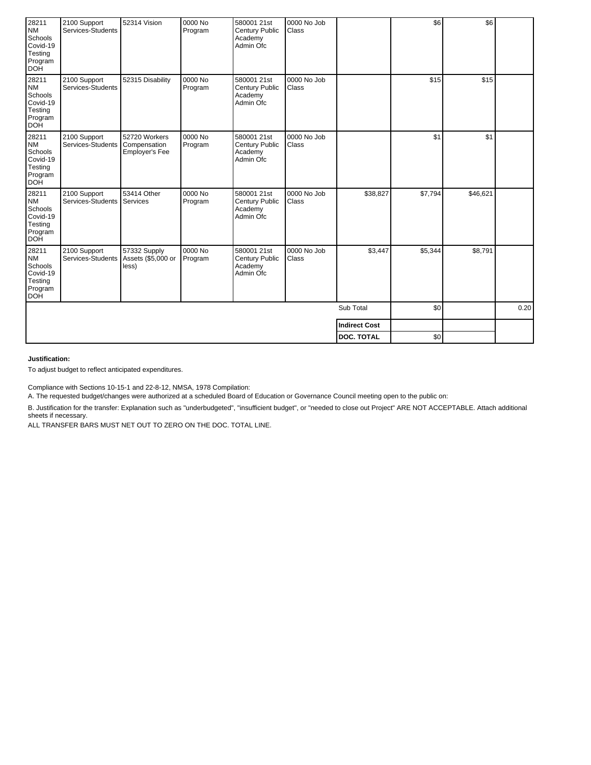| | | | | | | | | | |
|---|---|---|---|---|---|---|---|---|---|
| 28211 NM Schools Covid-19 Testing Program DOH | 2100 Support Services-Students | 52314 Vision | 0000 No Program | 580001 21st Century Public Academy Admin Ofc | 0000 No Job Class | | $6 | $6 | |
| 28211 NM Schools Covid-19 Testing Program DOH | 2100 Support Services-Students | 52315 Disability | 0000 No Program | 580001 21st Century Public Academy Admin Ofc | 0000 No Job Class | | $15 | $15 | |
| 28211 NM Schools Covid-19 Testing Program DOH | 2100 Support Services-Students | 52720 Workers Compensation Employer's Fee | 0000 No Program | 580001 21st Century Public Academy Admin Ofc | 0000 No Job Class | | $1 | $1 | |
| 28211 NM Schools Covid-19 Testing Program DOH | 2100 Support Services-Students | 53414 Other Services | 0000 No Program | 580001 21st Century Public Academy Admin Ofc | 0000 No Job Class | $38,827 | $7,794 | $46,621 | |
| 28211 NM Schools Covid-19 Testing Program DOH | 2100 Support Services-Students | 57332 Supply Assets ($5,000 or less) | 0000 No Program | 580001 21st Century Public Academy Admin Ofc | 0000 No Job Class | $3,447 | $5,344 | $8,791 | |
| | | | | | | Sub Total | $0 | | 0.20 |
| | | | | | | **Indirect Cost** | | | |
| | | | | | | **DOC. TOTAL** | $0 | | |

**Justification:**

To adjust budget to reflect anticipated expenditures.

Compliance with Sections 10-15-1 and 22-8-12, NMSA, 1978 Compilation:

A. The requested budget/changes were authorized at a scheduled Board of Education or Governance Council meeting open to the public on:

B. Justification for the transfer: Explanation such as "underbudgeted", "insufficient budget", or "needed to close out Project" ARE NOT ACCEPTABLE. Attach additional sheets if necessary.

ALL TRANSFER BARS MUST NET OUT TO ZERO ON THE DOC. TOTAL LINE.